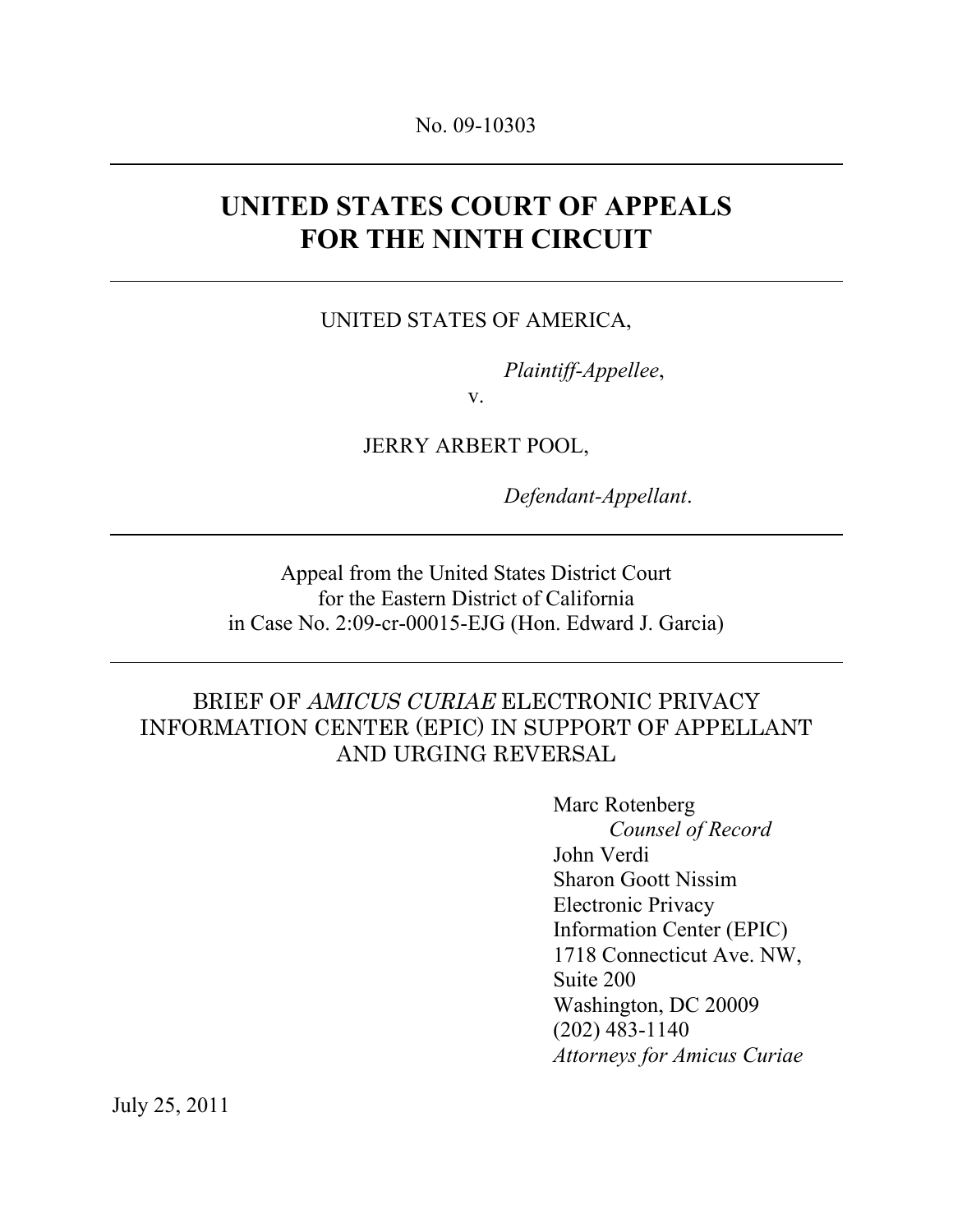No. 09-10303

---

# UNITED STATES COURT OF APPEALS
# FOR THE NINTH CIRCUIT

---

UNITED STATES OF AMERICA,

*Plaintiff-Appellee*,

v.

JERRY ARBERT POOL,

*Defendant-Appellant*.

---

Appeal from the United States District Court
for the Eastern District of California
in Case No. 2:09-cr-00015-EJG (Hon. Edward J. Garcia)

---

BRIEF OF *AMICUS CURIAE* ELECTRONIC PRIVACY INFORMATION CENTER (EPIC) IN SUPPORT OF APPELLANT AND URGING REVERSAL

Marc Rotenberg
*Counsel of Record*
John Verdi
Sharon Goott Nissim
Electronic Privacy
Information Center (EPIC)
1718 Connecticut Ave. NW,
Suite 200
Washington, DC 20009
(202) 483-1140
*Attorneys for Amicus Curiae*

July 25, 2011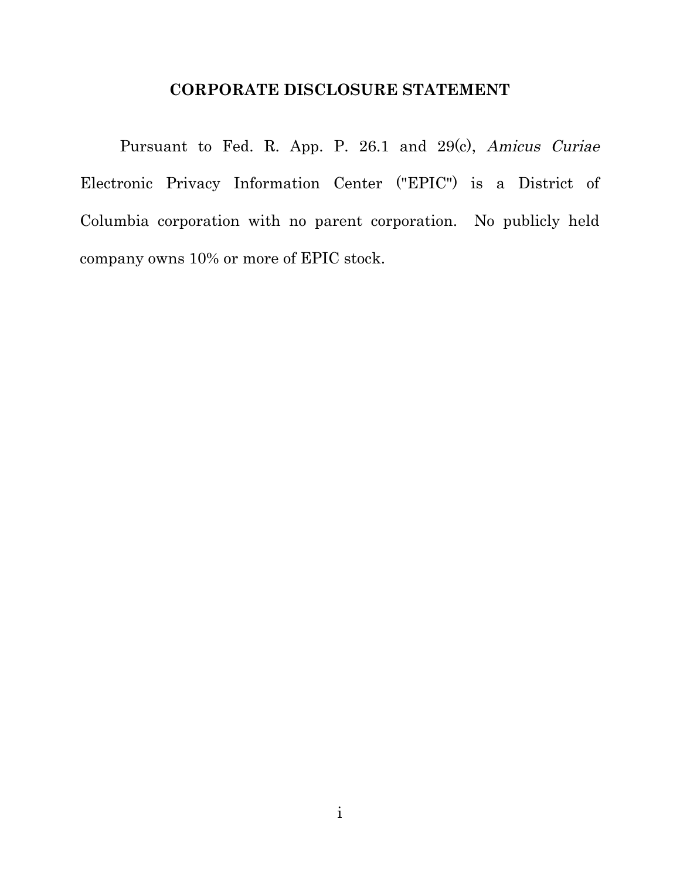## CORPORATE DISCLOSURE STATEMENT

Pursuant to Fed. R. App. P. 26.1 and 29(c), *Amicus Curiae* Electronic Privacy Information Center ("EPIC") is a District of Columbia corporation with no parent corporation. No publicly held company owns 10% or more of EPIC stock.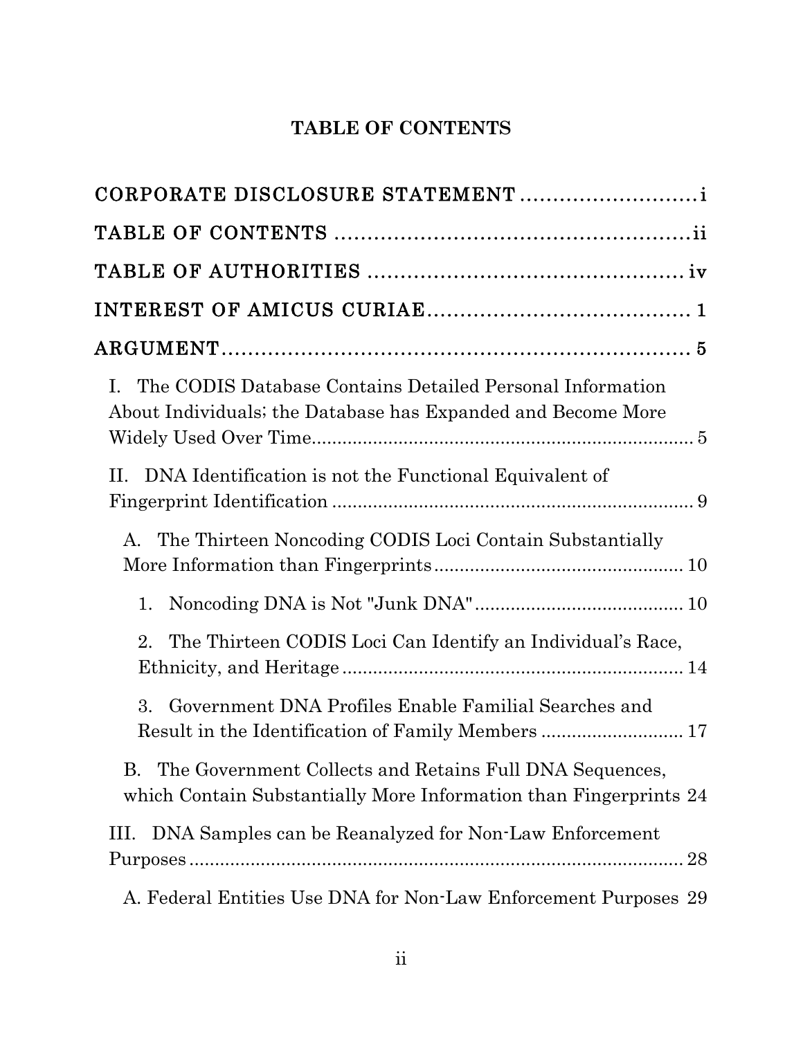# TABLE OF CONTENTS

CORPORATE DISCLOSURE STATEMENT ............................ i

TABLE OF CONTENTS ........................................................ ii

TABLE OF AUTHORITIES .................................................. iv

INTEREST OF AMICUS CURIAE ........................................ 1

ARGUMENT ........................................................................ 5

I. The CODIS Database Contains Detailed Personal Information About Individuals; the Database has Expanded and Become More Widely Used Over Time ........................................................................ 5

II. DNA Identification is not the Functional Equivalent of Fingerprint Identification ........................................................................ 9

- A. The Thirteen Noncoding CODIS Loci Contain Substantially More Information than Fingerprints ............................................ 10
  - 1. Noncoding DNA is Not "Junk DNA" ........................................ 10
  - 2. The Thirteen CODIS Loci Can Identify an Individual's Race, Ethnicity, and Heritage ........................................................ 14
  - 3. Government DNA Profiles Enable Familial Searches and Result in the Identification of Family Members ............................ 17
- B. The Government Collects and Retains Full DNA Sequences, which Contain Substantially More Information than Fingerprints 24

III. DNA Samples can be Reanalyzed for Non-Law Enforcement Purposes ........................................................................ 28

- A. Federal Entities Use DNA for Non-Law Enforcement Purposes 29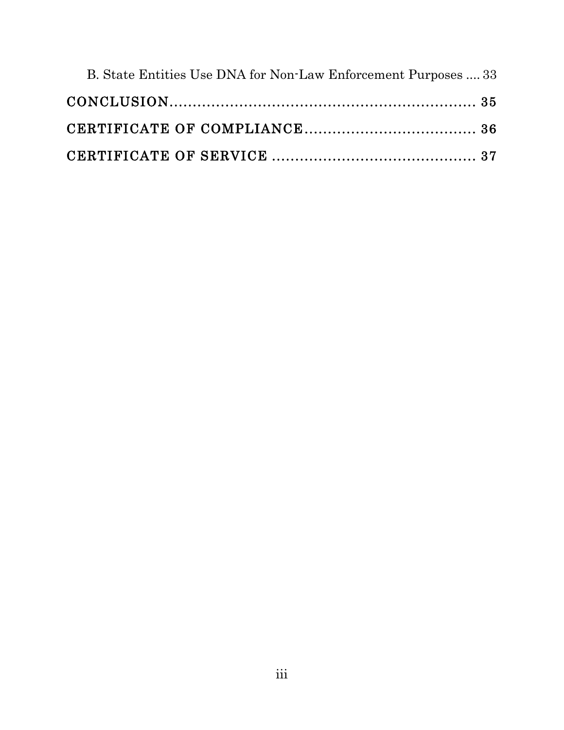B. State Entities Use DNA for Non-Law Enforcement Purposes .... 33

**CONCLUSION** .................................................................. 35

**CERTIFICATE OF COMPLIANCE** .................................... 36

**CERTIFICATE OF SERVICE** ........................................... 37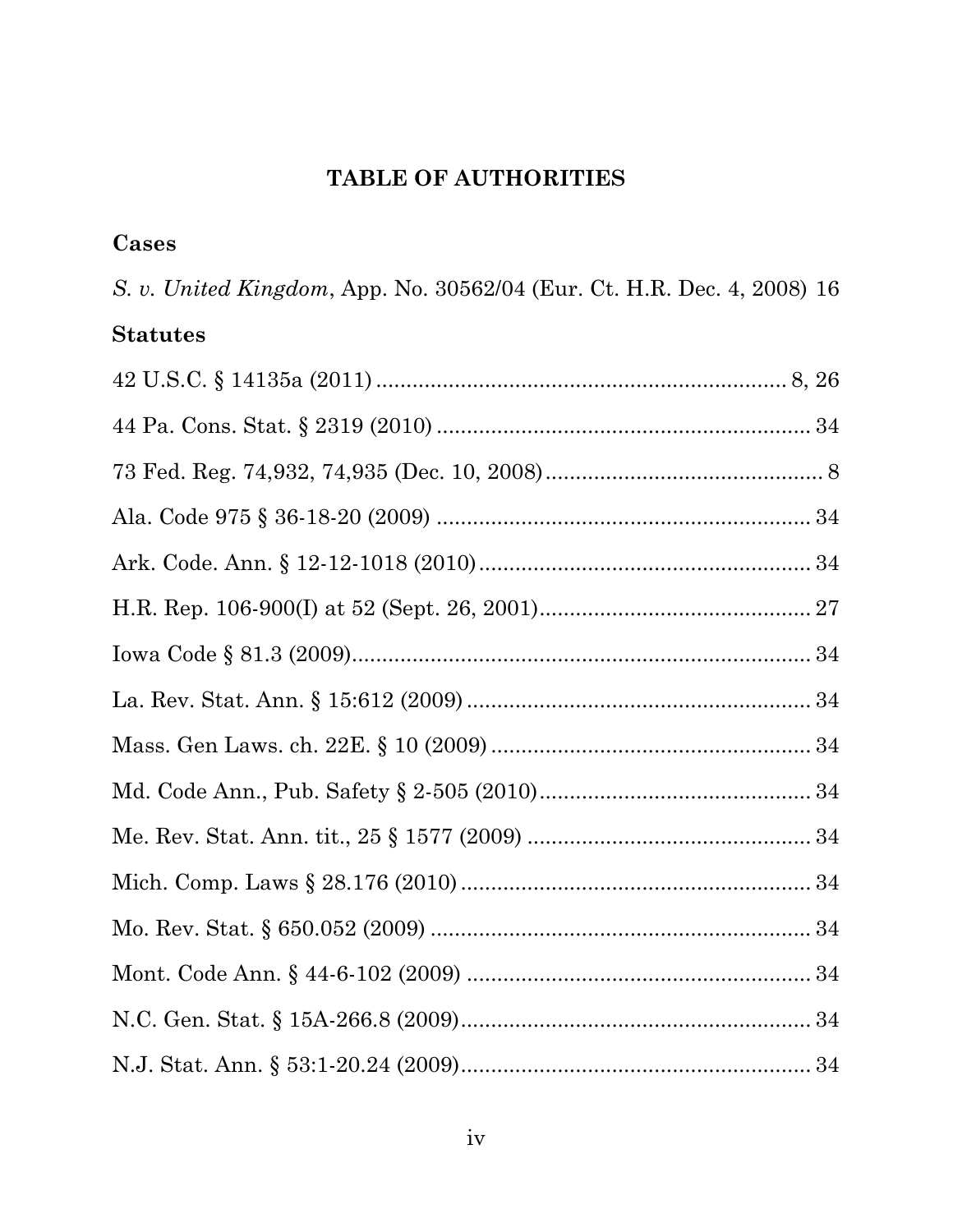# TABLE OF AUTHORITIES

## Cases

*S. v. United Kingdom*, App. No. 30562/04 (Eur. Ct. H.R. Dec. 4, 2008) 16

## Statutes

42 U.S.C. § 14135a (2011) .................................................................... 8, 26

44 Pa. Cons. Stat. § 2319 (2010) ............................................................ 34

73 Fed. Reg. 74,932, 74,935 (Dec. 10, 2008) ............................................. 8

Ala. Code 975 § 36-18-20 (2009) ............................................................ 34

Ark. Code. Ann. § 12-12-1018 (2010) ...................................................... 34

H.R. Rep. 106-900(I) at 52 (Sept. 26, 2001) ............................................ 27

Iowa Code § 81.3 (2009) .......................................................................... 34

La. Rev. Stat. Ann. § 15:612 (2009) ........................................................ 34

Mass. Gen Laws. ch. 22E. § 10 (2009) ..................................................... 34

Md. Code Ann., Pub. Safety § 2-505 (2010) ............................................ 34

Me. Rev. Stat. Ann. tit., 25 § 1577 (2009) ............................................... 34

Mich. Comp. Laws § 28.176 (2010) .......................................................... 34

Mo. Rev. Stat. § 650.052 (2009) ............................................................... 34

Mont. Code Ann. § 44-6-102 (2009) ......................................................... 34

N.C. Gen. Stat. § 15A-266.8 (2009) .......................................................... 34

N.J. Stat. Ann. § 53:1-20.24 (2009) .......................................................... 34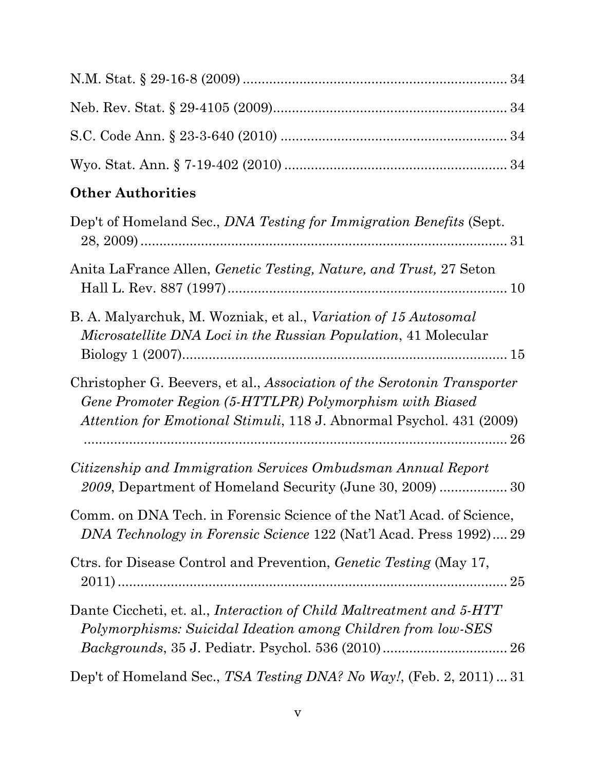N.M. Stat. § 29-16-8 (2009) .................................................................... 34

Neb. Rev. Stat. § 29-4105 (2009)............................................................ 34

S.C. Code Ann. § 23-3-640 (2010) .......................................................... 34

Wyo. Stat. Ann. § 7-19-402 (2010) .......................................................... 34

**Other Authorities**

Dep't of Homeland Sec., *DNA Testing for Immigration Benefits* (Sept. 28, 2009) .................................................................................. 31

Anita LaFrance Allen, *Genetic Testing, Nature, and Trust,* 27 Seton Hall L. Rev. 887 (1997)......................................................................... 10

B. A. Malyarchuk, M. Wozniak, et al., *Variation of 15 Autosomal Microsatellite DNA Loci in the Russian Population*, 41 Molecular Biology 1 (2007)..................................................................................... 15

Christopher G. Beevers, et al., *Association of the Serotonin Transporter Gene Promoter Region (5-HTTLPR) Polymorphism with Biased Attention for Emotional Stimuli*, 118 J. Abnormal Psychol. 431 (2009) ............................................................................................................ 26

*Citizenship and Immigration Services Ombudsman Annual Report 2009*, Department of Homeland Security (June 30, 2009) .................. 30

Comm. on DNA Tech. in Forensic Science of the Nat'l Acad. of Science, *DNA Technology in Forensic Science* 122 (Nat'l Acad. Press 1992).... 29

Ctrs. for Disease Control and Prevention, *Genetic Testing* (May 17, 2011) ........................................................................................... 25

Dante Ciccheti, et. al., *Interaction of Child Maltreatment and 5-HTT Polymorphisms: Suicidal Ideation among Children from low-SES Backgrounds*, 35 J. Pediatr. Psychol. 536 (2010)................................. 26

Dep't of Homeland Sec., *TSA Testing DNA? No Way!*, (Feb. 2, 2011) ... 31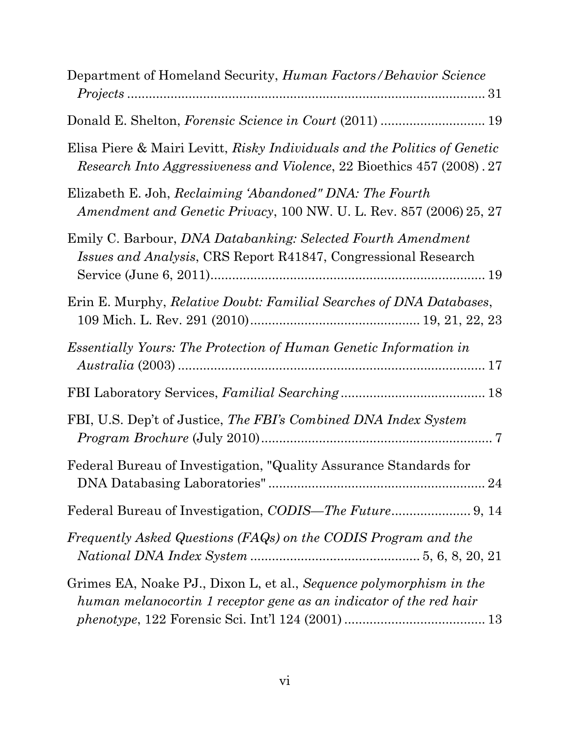Department of Homeland Security, *Human Factors/Behavior Science Projects* ........................................................................................................ 31

Donald E. Shelton, *Forensic Science in Court* (2011) ............................. 19

Elisa Piere & Mairi Levitt, *Risky Individuals and the Politics of Genetic Research Into Aggressiveness and Violence*, 22 Bioethics 457 (2008) . 27

Elizabeth E. Joh, *Reclaiming 'Abandoned" DNA: The Fourth Amendment and Genetic Privacy*, 100 NW. U. L. Rev. 857 (2006) 25, 27

Emily C. Barbour, *DNA Databanking: Selected Fourth Amendment Issues and Analysis*, CRS Report R41847, Congressional Research Service (June 6, 2011)........................................................................... 19

Erin E. Murphy, *Relative Doubt: Familial Searches of DNA Databases*, 109 Mich. L. Rev. 291 (2010)............................................... 19, 21, 22, 23

*Essentially Yours: The Protection of Human Genetic Information in Australia* (2003) ..................................................................................... 17

FBI Laboratory Services, *Familial Searching* ....................................... 18

FBI, U.S. Dep't of Justice, *The FBI's Combined DNA Index System Program Brochure* (July 2010)................................................................. 7

Federal Bureau of Investigation, "Quality Assurance Standards for DNA Databasing Laboratories" ............................................................ 24

Federal Bureau of Investigation, *CODIS—The Future*...................... 9, 14

*Frequently Asked Questions (FAQs) on the CODIS Program and the National DNA Index System* ............................................... 5, 6, 8, 20, 21

Grimes EA, Noake PJ., Dixon L, et al., *Sequence polymorphism in the human melanocortin 1 receptor gene as an indicator of the red hair phenotype*, 122 Forensic Sci. Int'l 124 (2001) ...................................... 13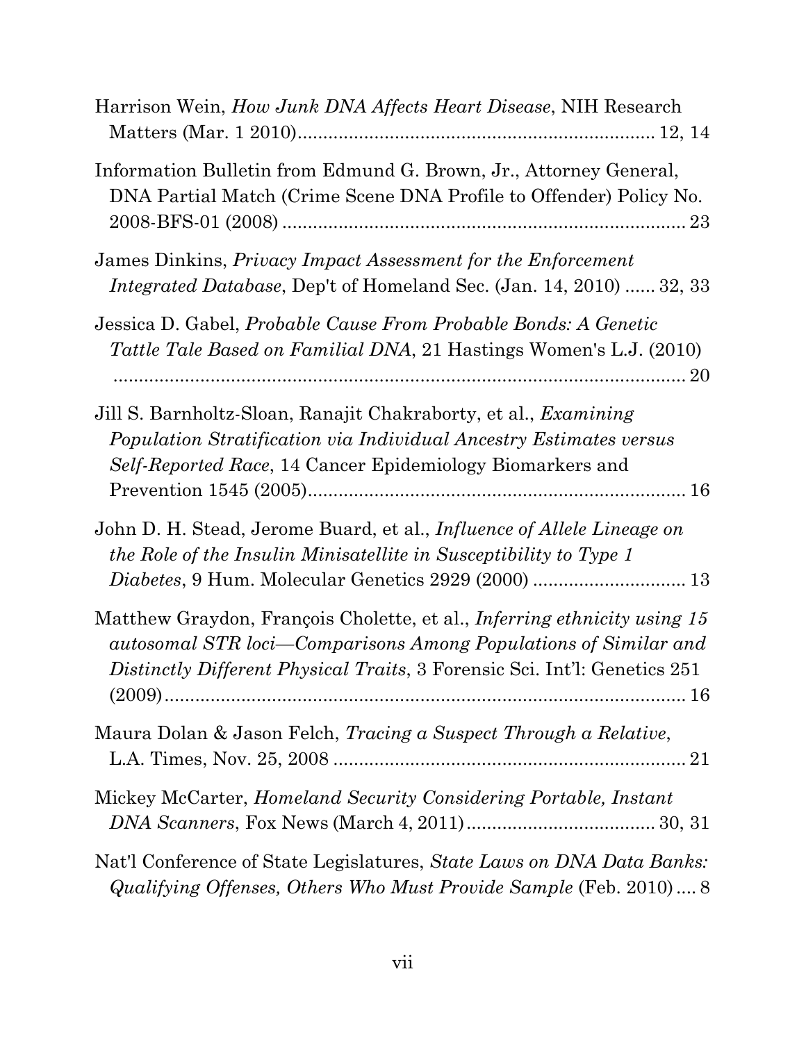Harrison Wein, *How Junk DNA Affects Heart Disease*, NIH Research Matters (Mar. 1 2010)....................................................................... 12, 14

Information Bulletin from Edmund G. Brown, Jr., Attorney General, DNA Partial Match (Crime Scene DNA Profile to Offender) Policy No. 2008-BFS-01 (2008) ................................................................................ 23

James Dinkins, *Privacy Impact Assessment for the Enforcement Integrated Database*, Dep't of Homeland Sec. (Jan. 14, 2010) ...... 32, 33

Jessica D. Gabel, *Probable Cause From Probable Bonds: A Genetic Tattle Tale Based on Familial DNA*, 21 Hastings Women's L.J. (2010) ........................................................................................................... 20

Jill S. Barnholtz-Sloan, Ranajit Chakraborty, et al., *Examining Population Stratification via Individual Ancestry Estimates versus Self-Reported Race*, 14 Cancer Epidemiology Biomarkers and Prevention 1545 (2005)........................................................................... 16

John D. H. Stead, Jerome Buard, et al., *Influence of Allele Lineage on the Role of the Insulin Minisatellite in Susceptibility to Type 1 Diabetes*, 9 Hum. Molecular Genetics 2929 (2000) .............................. 13

Matthew Graydon, François Cholette, et al., *Inferring ethnicity using 15 autosomal STR loci—Comparisons Among Populations of Similar and Distinctly Different Physical Traits*, 3 Forensic Sci. Int'l: Genetics 251 (2009)......................................................................................... 16

Maura Dolan & Jason Felch, *Tracing a Suspect Through a Relative*, L.A. Times, Nov. 25, 2008 ...................................................................... 21

Mickey McCarter, *Homeland Security Considering Portable, Instant DNA Scanners*, Fox News (March 4, 2011)..................................... 30, 31

Nat'l Conference of State Legislatures, *State Laws on DNA Data Banks: Qualifying Offenses, Others Who Must Provide Sample* (Feb. 2010) .... 8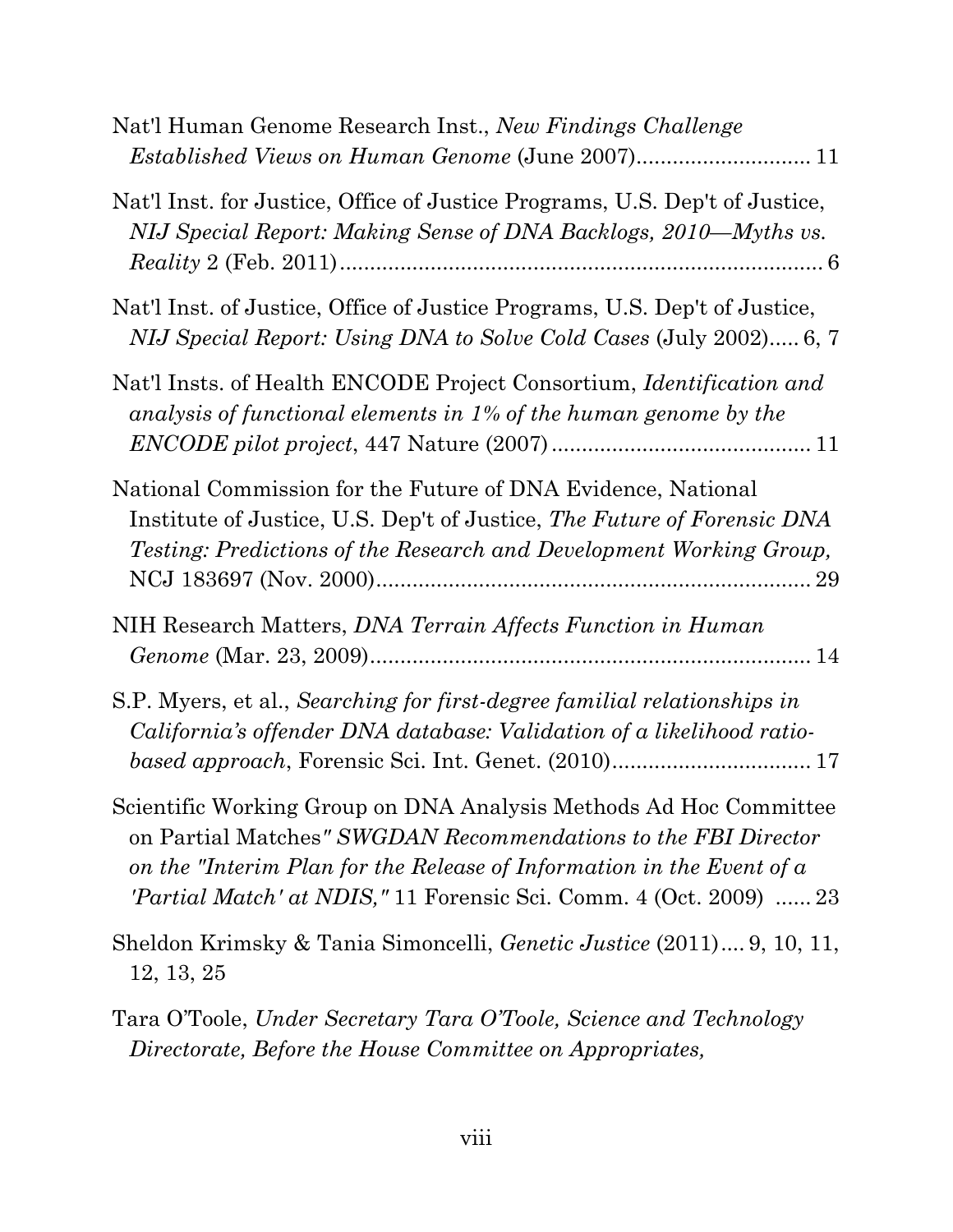Nat'l Human Genome Research Inst., *New Findings Challenge Established Views on Human Genome* (June 2007)............................ 11

Nat'l Inst. for Justice, Office of Justice Programs, U.S. Dep't of Justice, *NIJ Special Report: Making Sense of DNA Backlogs, 2010—Myths vs. Reality* 2 (Feb. 2011)............................................................................... 6

Nat'l Inst. of Justice, Office of Justice Programs, U.S. Dep't of Justice, *NIJ Special Report: Using DNA to Solve Cold Cases* (July 2002)..... 6, 7

Nat'l Insts. of Health ENCODE Project Consortium, *Identification and analysis of functional elements in 1% of the human genome by the ENCODE pilot project*, 447 Nature (2007)........................................... 11

National Commission for the Future of DNA Evidence, National Institute of Justice, U.S. Dep't of Justice, *The Future of Forensic DNA Testing: Predictions of the Research and Development Working Group,* NCJ 183697 (Nov. 2000)........................................................................ 29

NIH Research Matters, *DNA Terrain Affects Function in Human Genome* (Mar. 23, 2009)......................................................................... 14

S.P. Myers, et al., *Searching for first-degree familial relationships in California's offender DNA database: Validation of a likelihood ratio-based approach*, Forensic Sci. Int. Genet. (2010)................................. 17

Scientific Working Group on DNA Analysis Methods Ad Hoc Committee on Partial Matches*" SWGDAN Recommendations to the FBI Director on the "Interim Plan for the Release of Information in the Event of a 'Partial Match' at NDIS,"* 11 Forensic Sci. Comm. 4 (Oct. 2009) ...... 23

Sheldon Krimsky & Tania Simoncelli, *Genetic Justice* (2011).... 9, 10, 11, 12, 13, 25

Tara O'Toole, *Under Secretary Tara O'Toole, Science and Technology Directorate, Before the House Committee on Appropriates,*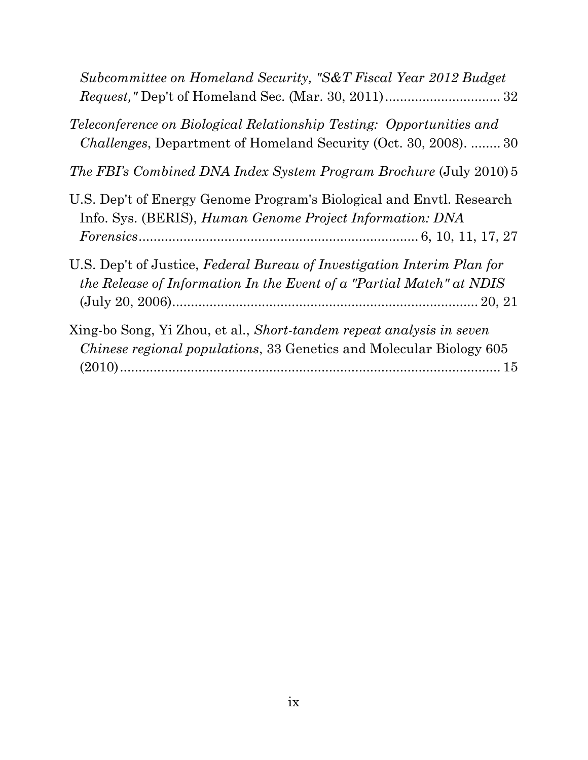*Subcommittee on Homeland Security, "S&T Fiscal Year 2012 Budget Request,"* Dep't of Homeland Sec. (Mar. 30, 2011) ................................ 32

*Teleconference on Biological Relationship Testing: Opportunities and Challenges*, Department of Homeland Security (Oct. 30, 2008). ......... 30

*The FBI's Combined DNA Index System Program Brochure* (July 2010) 5

U.S. Dep't of Energy Genome Program's Biological and Envtl. Research Info. Sys. (BERIS), *Human Genome Project Information: DNA Forensics* ........................................................................... 6, 10, 11, 17, 27

U.S. Dep't of Justice, *Federal Bureau of Investigation Interim Plan for the Release of Information In the Event of a "Partial Match" at NDIS* (July 20, 2006) ...................................................................................... 20, 21

Xing-bo Song, Yi Zhou, et al., *Short-tandem repeat analysis in seven Chinese regional populations*, 33 Genetics and Molecular Biology 605 (2010) ......................................................................................................... 15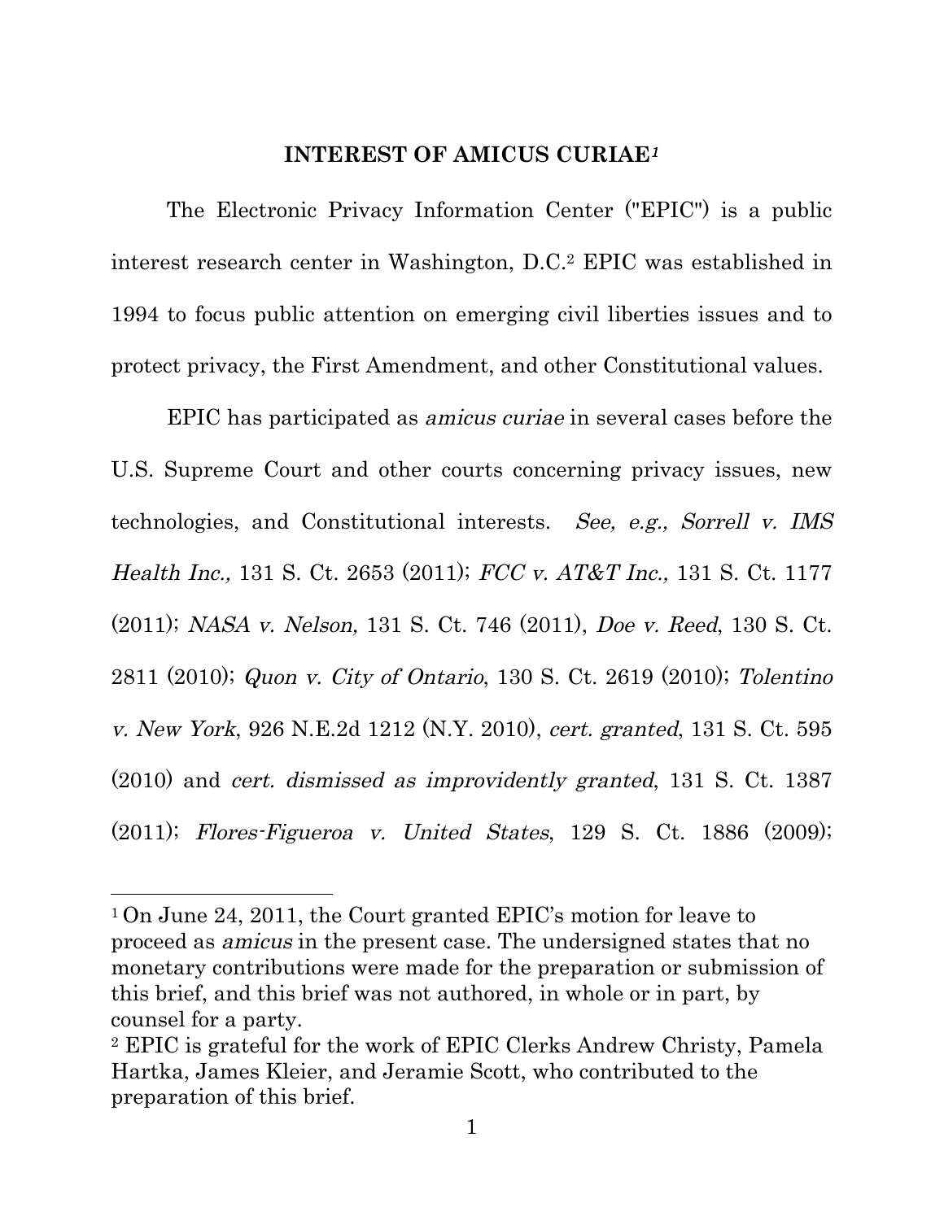## INTEREST OF AMICUS CURIAE[1]

The Electronic Privacy Information Center ("EPIC") is a public interest research center in Washington, D.C.[2] EPIC was established in 1994 to focus public attention on emerging civil liberties issues and to protect privacy, the First Amendment, and other Constitutional values.

EPIC has participated as *amicus curiae* in several cases before the U.S. Supreme Court and other courts concerning privacy issues, new technologies, and Constitutional interests. *See, e.g., Sorrell v. IMS Health Inc.,* 131 S. Ct. 2653 (2011); *FCC v. AT&T Inc.,* 131 S. Ct. 1177 (2011); *NASA v. Nelson,* 131 S. Ct. 746 (2011), *Doe v. Reed*, 130 S. Ct. 2811 (2010); *Quon v. City of Ontario*, 130 S. Ct. 2619 (2010); *Tolentino v. New York*, 926 N.E.2d 1212 (N.Y. 2010), *cert. granted*, 131 S. Ct. 595 (2010) and *cert. dismissed as improvidently granted*, 131 S. Ct. 1387 (2011); *Flores-Figueroa v. United States*, 129 S. Ct. 1886 (2009);

---

[1] On June 24, 2011, the Court granted EPIC's motion for leave to proceed as *amicus* in the present case. The undersigned states that no monetary contributions were made for the preparation or submission of this brief, and this brief was not authored, in whole or in part, by counsel for a party.

[2] EPIC is grateful for the work of EPIC Clerks Andrew Christy, Pamela Hartka, James Kleier, and Jeramie Scott, who contributed to the preparation of this brief.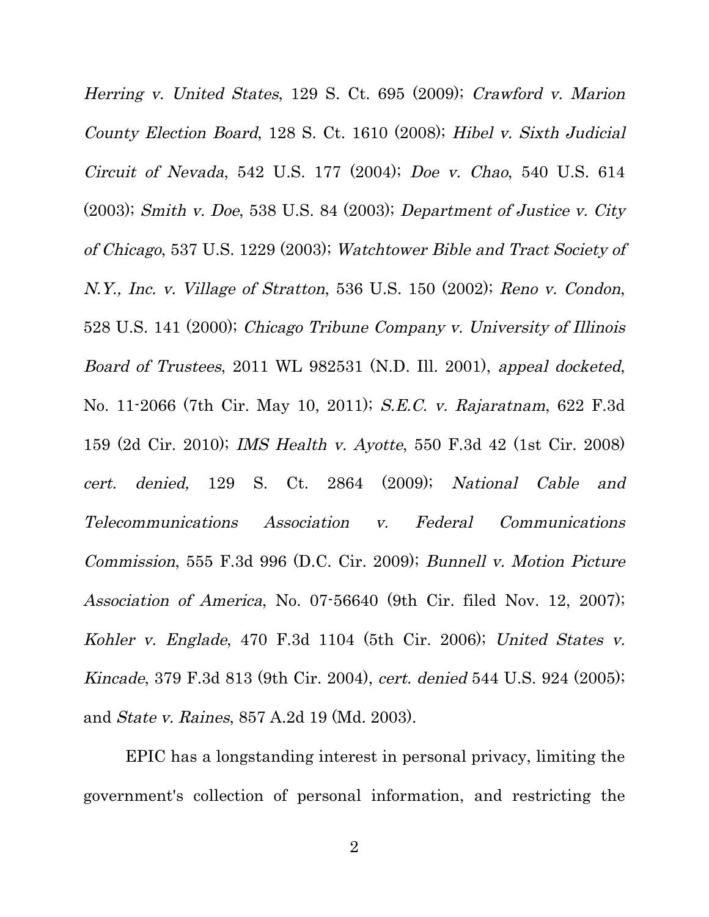*Herring v. United States*, 129 S. Ct. 695 (2009); *Crawford v. Marion County Election Board*, 128 S. Ct. 1610 (2008); *Hibel v. Sixth Judicial Circuit of Nevada*, 542 U.S. 177 (2004); *Doe v. Chao*, 540 U.S. 614 (2003); *Smith v. Doe*, 538 U.S. 84 (2003); *Department of Justice v. City of Chicago*, 537 U.S. 1229 (2003); *Watchtower Bible and Tract Society of N.Y., Inc. v. Village of Stratton*, 536 U.S. 150 (2002); *Reno v. Condon*, 528 U.S. 141 (2000); *Chicago Tribune Company v. University of Illinois Board of Trustees*, 2011 WL 982531 (N.D. Ill. 2001), *appeal docketed*, No. 11-2066 (7th Cir. May 10, 2011); *S.E.C. v. Rajaratnam*, 622 F.3d 159 (2d Cir. 2010); *IMS Health v. Ayotte*, 550 F.3d 42 (1st Cir. 2008) *cert. denied,* 129 S. Ct. 2864 (2009); *National Cable and Telecommunications Association v. Federal Communications Commission*, 555 F.3d 996 (D.C. Cir. 2009); *Bunnell v. Motion Picture Association of America*, No. 07-56640 (9th Cir. filed Nov. 12, 2007); *Kohler v. Englade*, 470 F.3d 1104 (5th Cir. 2006); *United States v. Kincade*, 379 F.3d 813 (9th Cir. 2004), *cert. denied* 544 U.S. 924 (2005); and *State v. Raines*, 857 A.2d 19 (Md. 2003).

EPIC has a longstanding interest in personal privacy, limiting the government's collection of personal information, and restricting the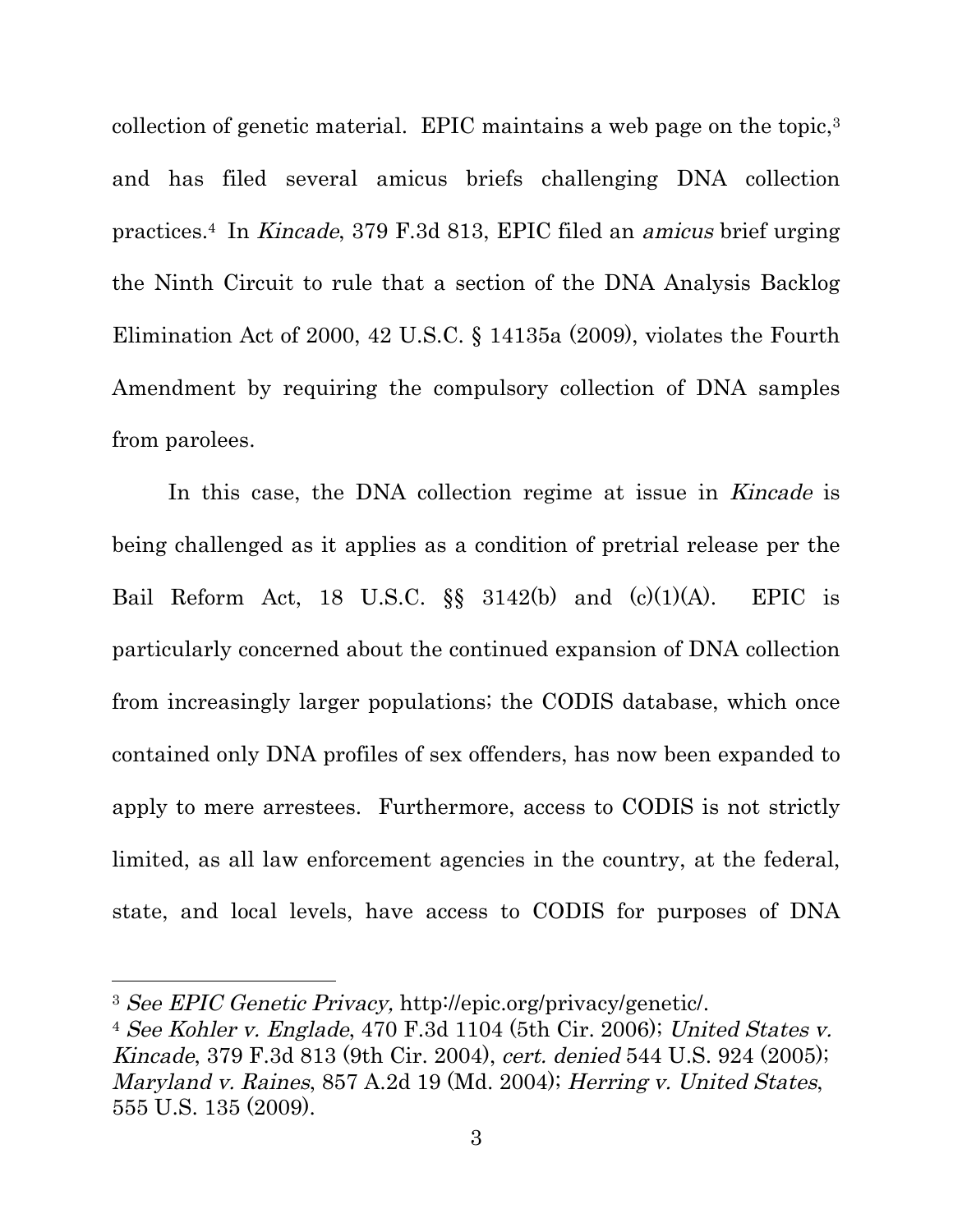collection of genetic material. EPIC maintains a web page on the topic,[3] and has filed several amicus briefs challenging DNA collection practices.[4] In *Kincade*, 379 F.3d 813, EPIC filed an *amicus* brief urging the Ninth Circuit to rule that a section of the DNA Analysis Backlog Elimination Act of 2000, 42 U.S.C. § 14135a (2009), violates the Fourth Amendment by requiring the compulsory collection of DNA samples from parolees.

In this case, the DNA collection regime at issue in *Kincade* is being challenged as it applies as a condition of pretrial release per the Bail Reform Act, 18 U.S.C. §§ 3142(b) and (c)(1)(A). EPIC is particularly concerned about the continued expansion of DNA collection from increasingly larger populations; the CODIS database, which once contained only DNA profiles of sex offenders, has now been expanded to apply to mere arrestees. Furthermore, access to CODIS is not strictly limited, as all law enforcement agencies in the country, at the federal, state, and local levels, have access to CODIS for purposes of DNA

---

[3] *See EPIC Genetic Privacy,* http://epic.org/privacy/genetic/.

[4] *See Kohler v. Englade*, 470 F.3d 1104 (5th Cir. 2006); *United States v. Kincade*, 379 F.3d 813 (9th Cir. 2004), *cert. denied* 544 U.S. 924 (2005); *Maryland v. Raines*, 857 A.2d 19 (Md. 2004); *Herring v. United States*, 555 U.S. 135 (2009).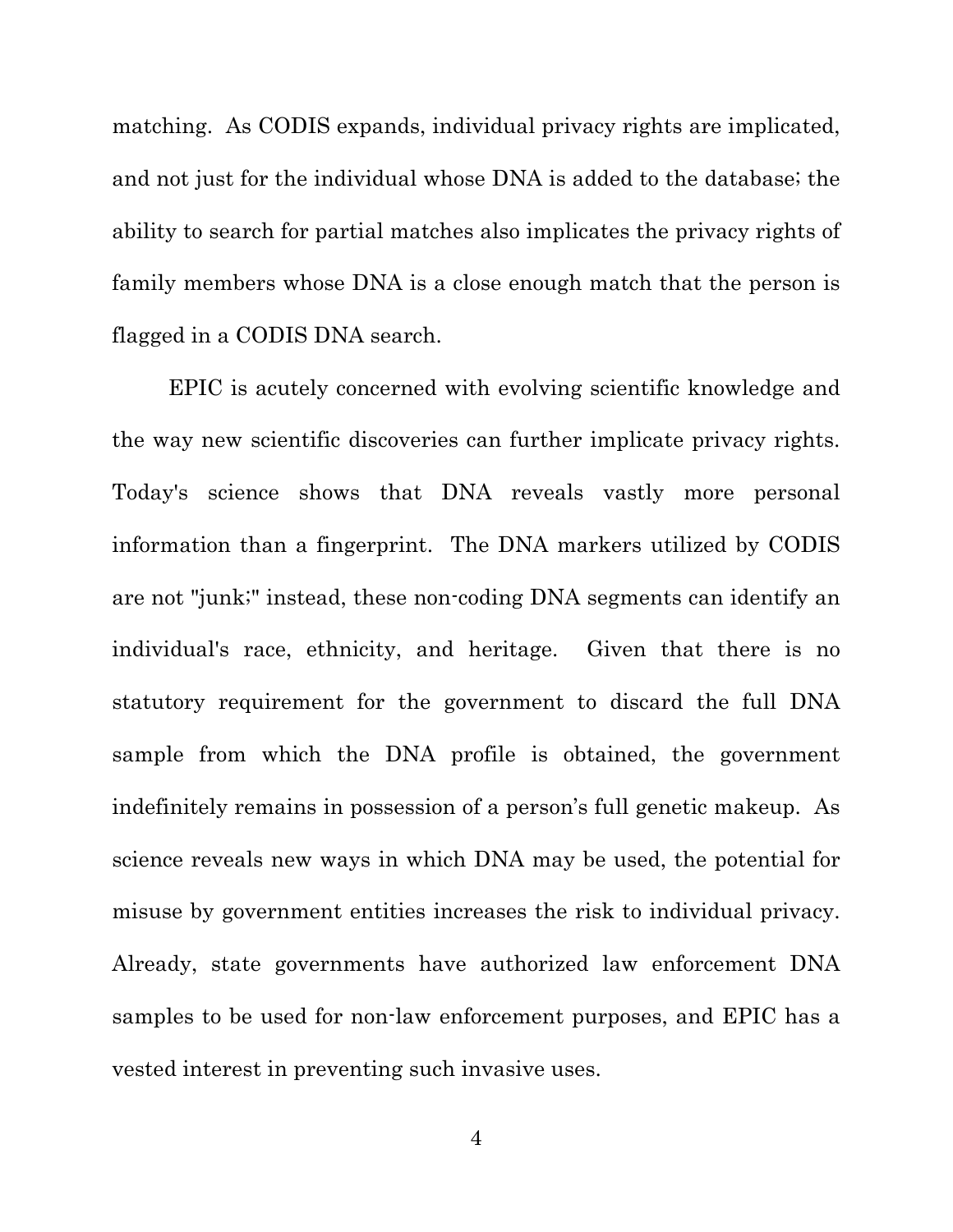matching. As CODIS expands, individual privacy rights are implicated, and not just for the individual whose DNA is added to the database; the ability to search for partial matches also implicates the privacy rights of family members whose DNA is a close enough match that the person is flagged in a CODIS DNA search.

EPIC is acutely concerned with evolving scientific knowledge and the way new scientific discoveries can further implicate privacy rights. Today's science shows that DNA reveals vastly more personal information than a fingerprint. The DNA markers utilized by CODIS are not "junk;" instead, these non-coding DNA segments can identify an individual's race, ethnicity, and heritage. Given that there is no statutory requirement for the government to discard the full DNA sample from which the DNA profile is obtained, the government indefinitely remains in possession of a person's full genetic makeup. As science reveals new ways in which DNA may be used, the potential for misuse by government entities increases the risk to individual privacy. Already, state governments have authorized law enforcement DNA samples to be used for non-law enforcement purposes, and EPIC has a vested interest in preventing such invasive uses.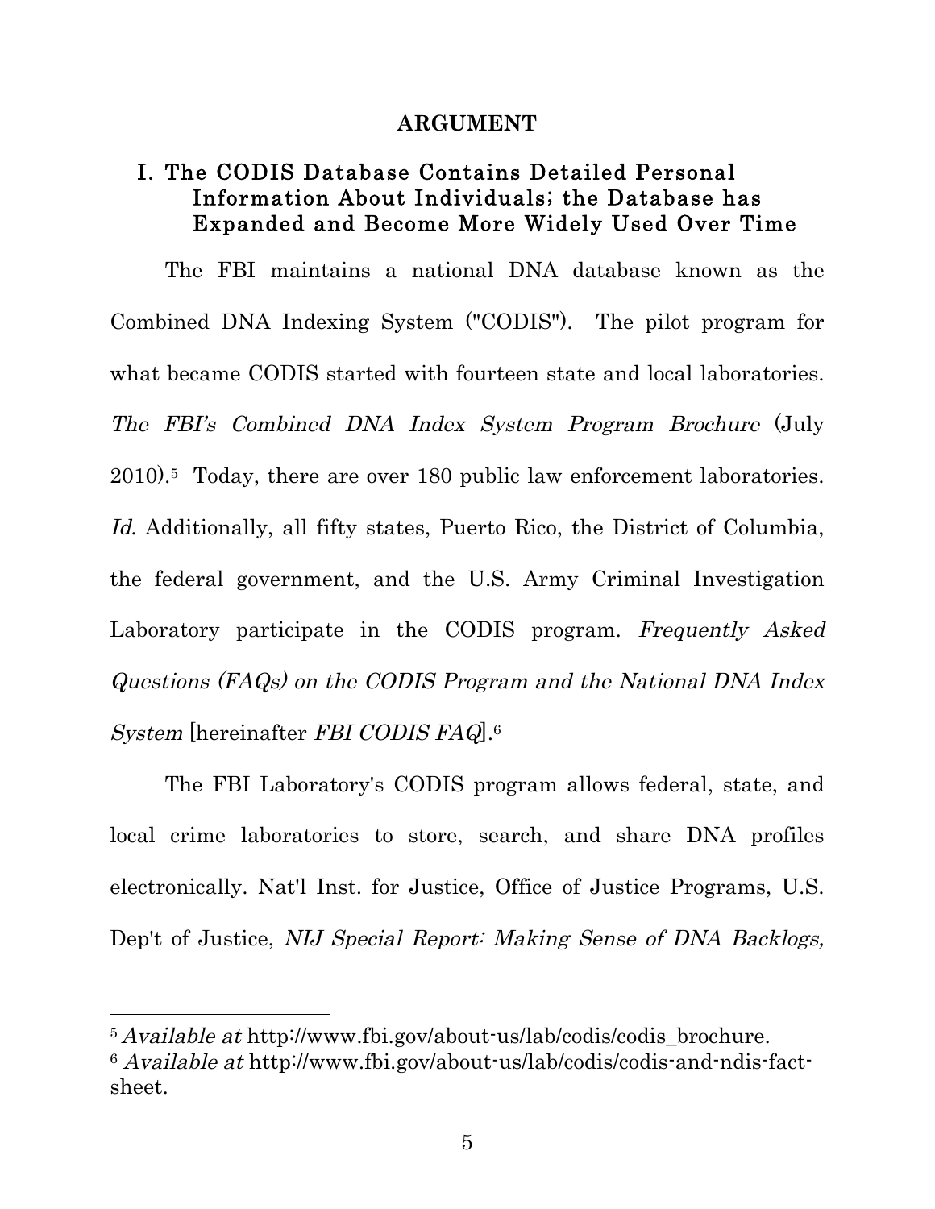# ARGUMENT

## I. The CODIS Database Contains Detailed Personal Information About Individuals; the Database has Expanded and Become More Widely Used Over Time

The FBI maintains a national DNA database known as the Combined DNA Indexing System ("CODIS"). The pilot program for what became CODIS started with fourteen state and local laboratories. *The FBI's Combined DNA Index System Program Brochure* (July 2010).[5] Today, there are over 180 public law enforcement laboratories. *Id*. Additionally, all fifty states, Puerto Rico, the District of Columbia, the federal government, and the U.S. Army Criminal Investigation Laboratory participate in the CODIS program. *Frequently Asked Questions (FAQs) on the CODIS Program and the National DNA Index System* [hereinafter *FBI CODIS FAQ*].[6]

The FBI Laboratory's CODIS program allows federal, state, and local crime laboratories to store, search, and share DNA profiles electronically. Nat'l Inst. for Justice, Office of Justice Programs, U.S. Dep't of Justice, *NIJ Special Report: Making Sense of DNA Backlogs,*

---

[5] *Available at* http://www.fbi.gov/about-us/lab/codis/codis_brochure.

[6] *Available at* http://www.fbi.gov/about-us/lab/codis/codis-and-ndis-fact-sheet.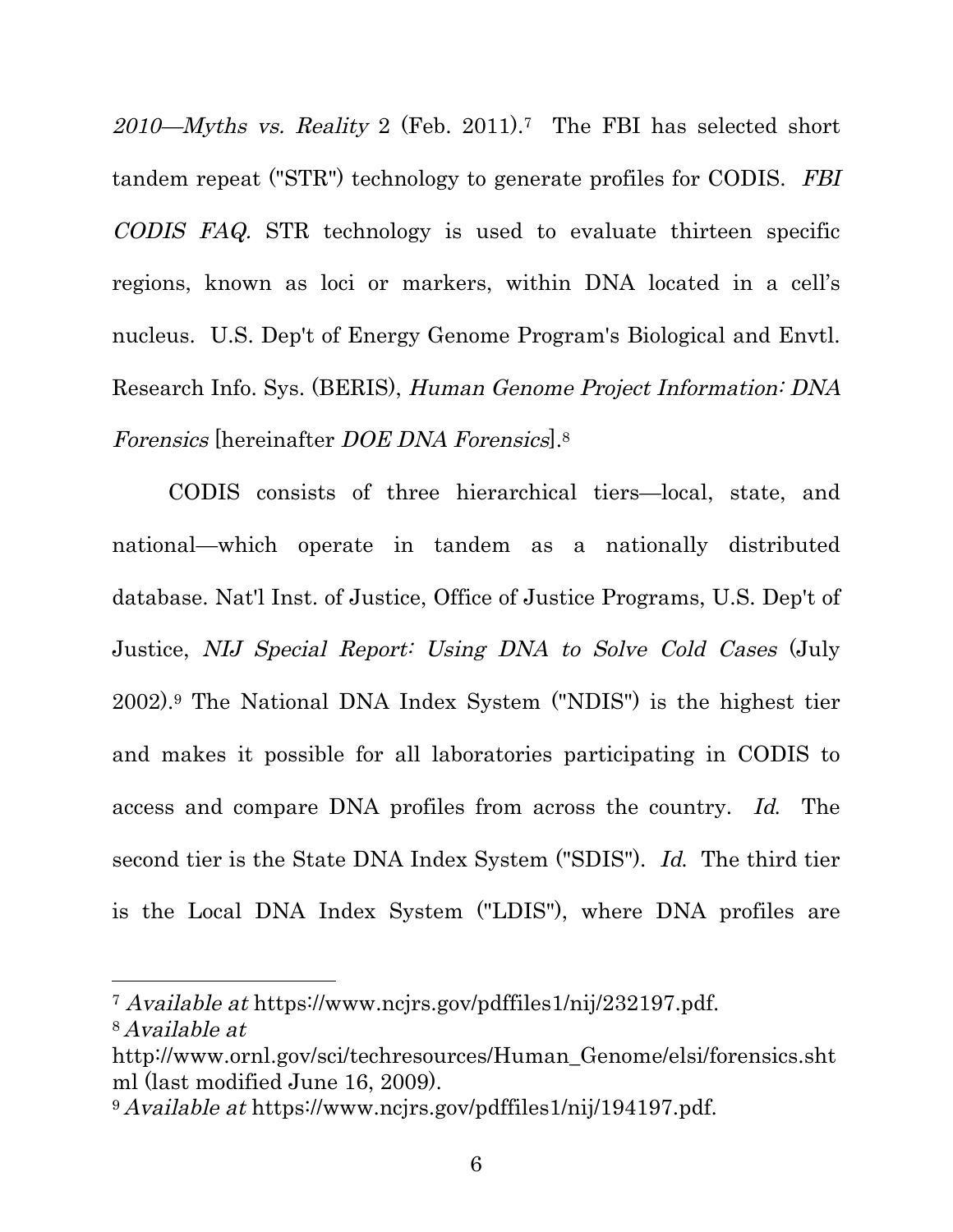*2010—Myths vs. Reality* 2 (Feb. 2011).[7] The FBI has selected short tandem repeat ("STR") technology to generate profiles for CODIS. *FBI CODIS FAQ*. STR technology is used to evaluate thirteen specific regions, known as loci or markers, within DNA located in a cell's nucleus. U.S. Dep't of Energy Genome Program's Biological and Envtl. Research Info. Sys. (BERIS), *Human Genome Project Information: DNA Forensics* [hereinafter *DOE DNA Forensics*].[8]

CODIS consists of three hierarchical tiers—local, state, and national—which operate in tandem as a nationally distributed database. Nat'l Inst. of Justice, Office of Justice Programs, U.S. Dep't of Justice, *NIJ Special Report: Using DNA to Solve Cold Cases* (July 2002).[9] The National DNA Index System ("NDIS") is the highest tier and makes it possible for all laboratories participating in CODIS to access and compare DNA profiles from across the country. *Id.* The second tier is the State DNA Index System ("SDIS"). *Id.* The third tier is the Local DNA Index System ("LDIS"), where DNA profiles are

---

[7] *Available at* https://www.ncjrs.gov/pdffiles1/nij/232197.pdf.

[8] *Available at* http://www.ornl.gov/sci/techresources/Human_Genome/elsi/forensics.shtml (last modified June 16, 2009).

[9] *Available at* https://www.ncjrs.gov/pdffiles1/nij/194197.pdf.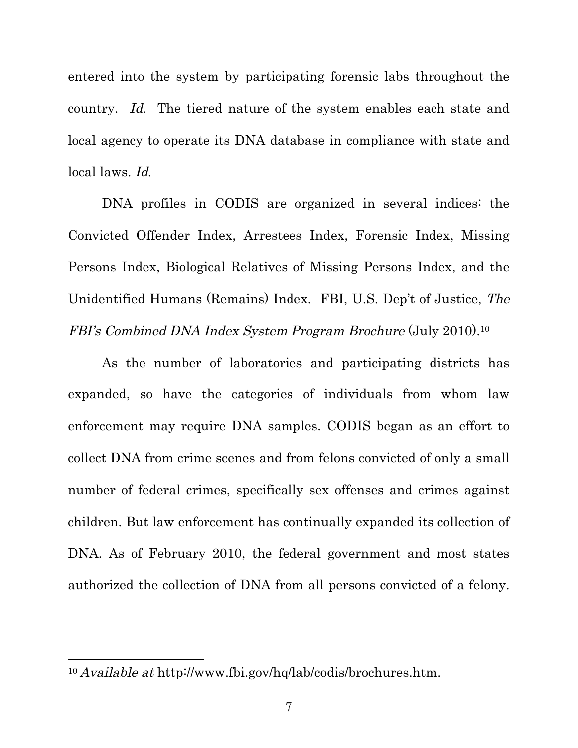entered into the system by participating forensic labs throughout the country. *Id.* The tiered nature of the system enables each state and local agency to operate its DNA database in compliance with state and local laws. *Id.*

DNA profiles in CODIS are organized in several indices: the Convicted Offender Index, Arrestees Index, Forensic Index, Missing Persons Index, Biological Relatives of Missing Persons Index, and the Unidentified Humans (Remains) Index. FBI, U.S. Dep't of Justice, *The FBI's Combined DNA Index System Program Brochure* (July 2010).[10]

As the number of laboratories and participating districts has expanded, so have the categories of individuals from whom law enforcement may require DNA samples. CODIS began as an effort to collect DNA from crime scenes and from felons convicted of only a small number of federal crimes, specifically sex offenses and crimes against children. But law enforcement has continually expanded its collection of DNA. As of February 2010, the federal government and most states authorized the collection of DNA from all persons convicted of a felony.

---

[10] *Available at* http://www.fbi.gov/hq/lab/codis/brochures.htm.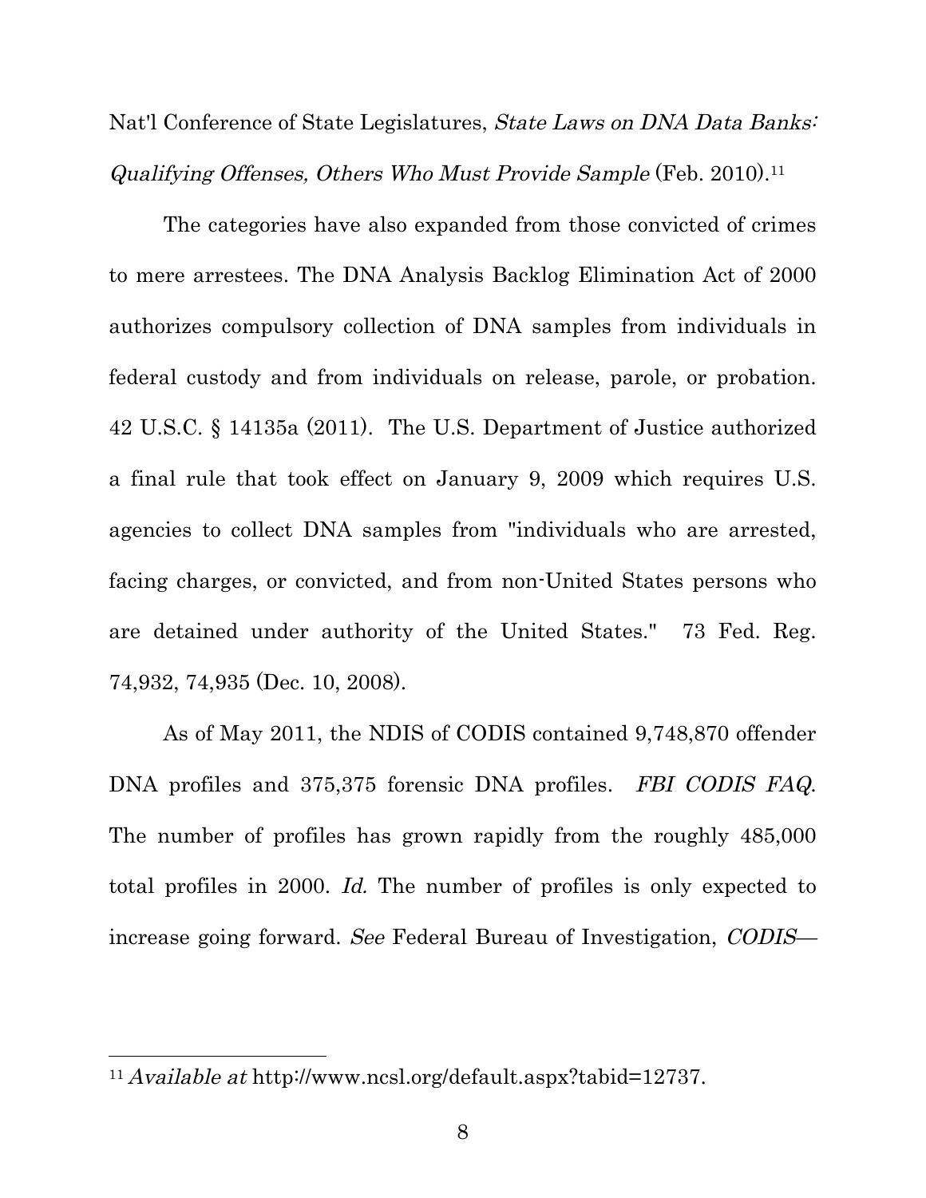Nat'l Conference of State Legislatures, *State Laws on DNA Data Banks: Qualifying Offenses, Others Who Must Provide Sample* (Feb. 2010).[11]

The categories have also expanded from those convicted of crimes to mere arrestees. The DNA Analysis Backlog Elimination Act of 2000 authorizes compulsory collection of DNA samples from individuals in federal custody and from individuals on release, parole, or probation. 42 U.S.C. § 14135a (2011). The U.S. Department of Justice authorized a final rule that took effect on January 9, 2009 which requires U.S. agencies to collect DNA samples from "individuals who are arrested, facing charges, or convicted, and from non-United States persons who are detained under authority of the United States." 73 Fed. Reg. 74,932, 74,935 (Dec. 10, 2008).

As of May 2011, the NDIS of CODIS contained 9,748,870 offender DNA profiles and 375,375 forensic DNA profiles. *FBI CODIS FAQ*. The number of profiles has grown rapidly from the roughly 485,000 total profiles in 2000. *Id.* The number of profiles is only expected to increase going forward. *See* Federal Bureau of Investigation, *CODIS—*

---

[11] *Available at* http://www.ncsl.org/default.aspx?tabid=12737.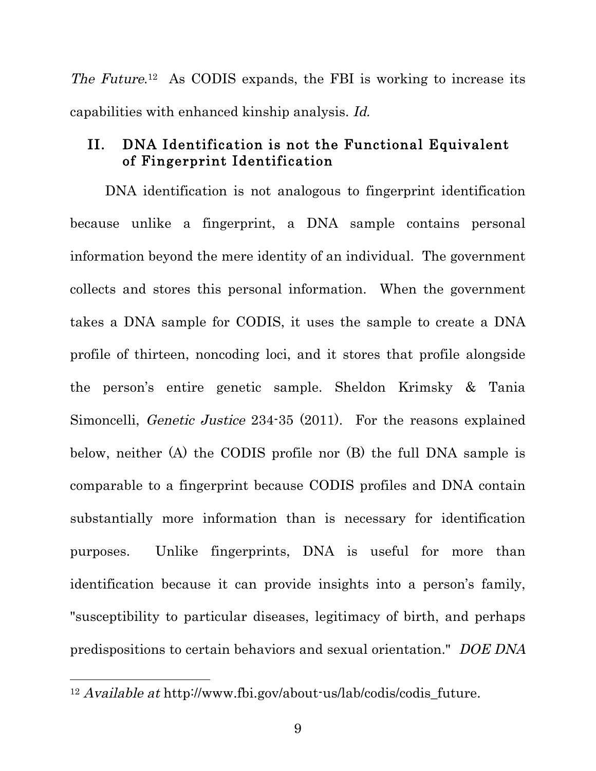*The Future*.[12] As CODIS expands, the FBI is working to increase its capabilities with enhanced kinship analysis. *Id.*

## II. DNA Identification is not the Functional Equivalent of Fingerprint Identification

DNA identification is not analogous to fingerprint identification because unlike a fingerprint, a DNA sample contains personal information beyond the mere identity of an individual. The government collects and stores this personal information. When the government takes a DNA sample for CODIS, it uses the sample to create a DNA profile of thirteen, noncoding loci, and it stores that profile alongside the person's entire genetic sample. Sheldon Krimsky & Tania Simoncelli, *Genetic Justice* 234-35 (2011). For the reasons explained below, neither (A) the CODIS profile nor (B) the full DNA sample is comparable to a fingerprint because CODIS profiles and DNA contain substantially more information than is necessary for identification purposes. Unlike fingerprints, DNA is useful for more than identification because it can provide insights into a person's family, "susceptibility to particular diseases, legitimacy of birth, and perhaps predispositions to certain behaviors and sexual orientation." *DOE DNA*

---

[12] *Available at* http://www.fbi.gov/about-us/lab/codis/codis_future.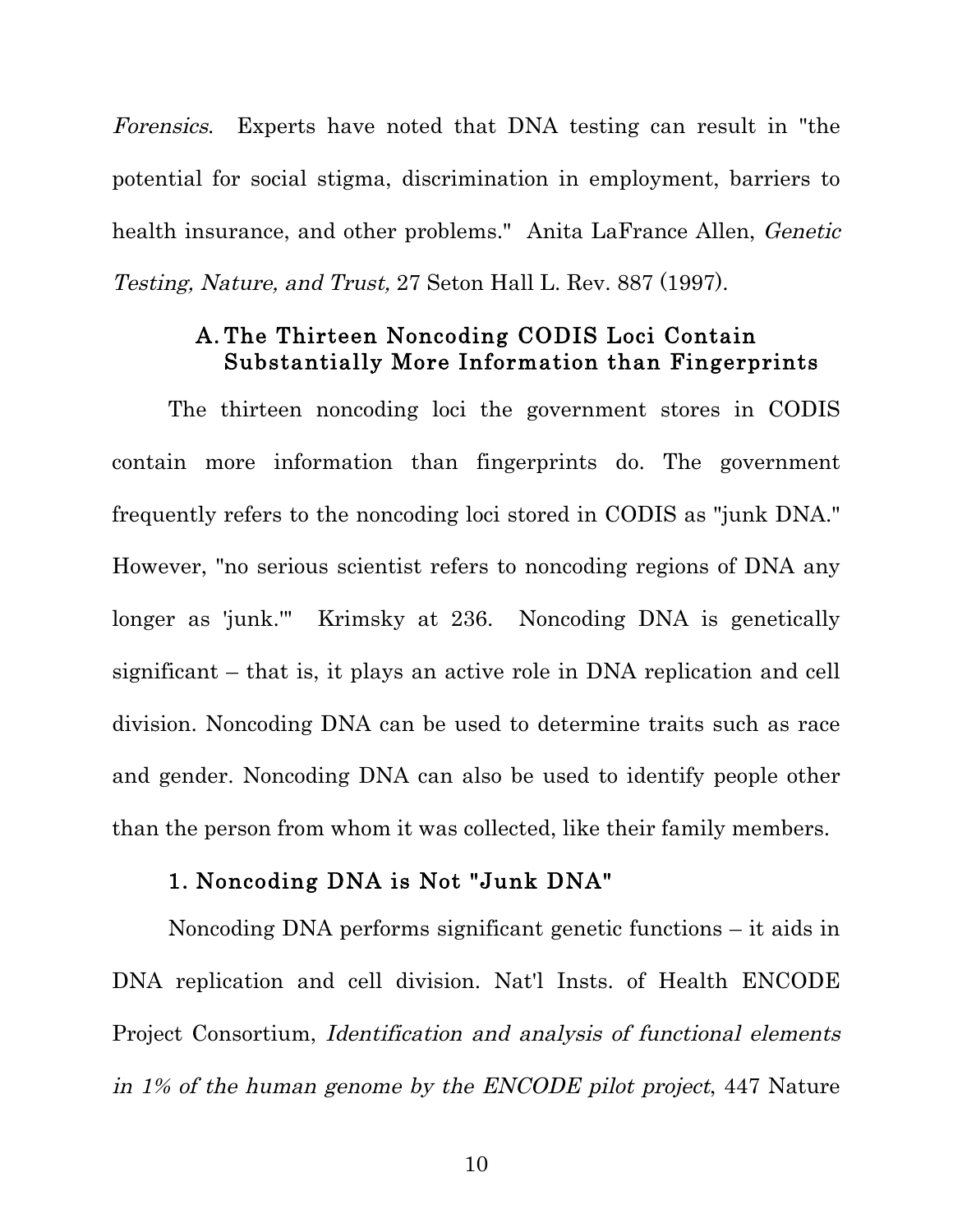*Forensics*. Experts have noted that DNA testing can result in "the potential for social stigma, discrimination in employment, barriers to health insurance, and other problems." Anita LaFrance Allen, *Genetic Testing, Nature, and Trust,* 27 Seton Hall L. Rev. 887 (1997).

### A. The Thirteen Noncoding CODIS Loci Contain Substantially More Information than Fingerprints

The thirteen noncoding loci the government stores in CODIS contain more information than fingerprints do. The government frequently refers to the noncoding loci stored in CODIS as "junk DNA." However, "no serious scientist refers to noncoding regions of DNA any longer as 'junk.'" Krimsky at 236. Noncoding DNA is genetically significant – that is, it plays an active role in DNA replication and cell division. Noncoding DNA can be used to determine traits such as race and gender. Noncoding DNA can also be used to identify people other than the person from whom it was collected, like their family members.

#### 1. Noncoding DNA is Not "Junk DNA"

Noncoding DNA performs significant genetic functions – it aids in DNA replication and cell division. Nat'l Insts. of Health ENCODE Project Consortium, *Identification and analysis of functional elements in 1% of the human genome by the ENCODE pilot project*, 447 Nature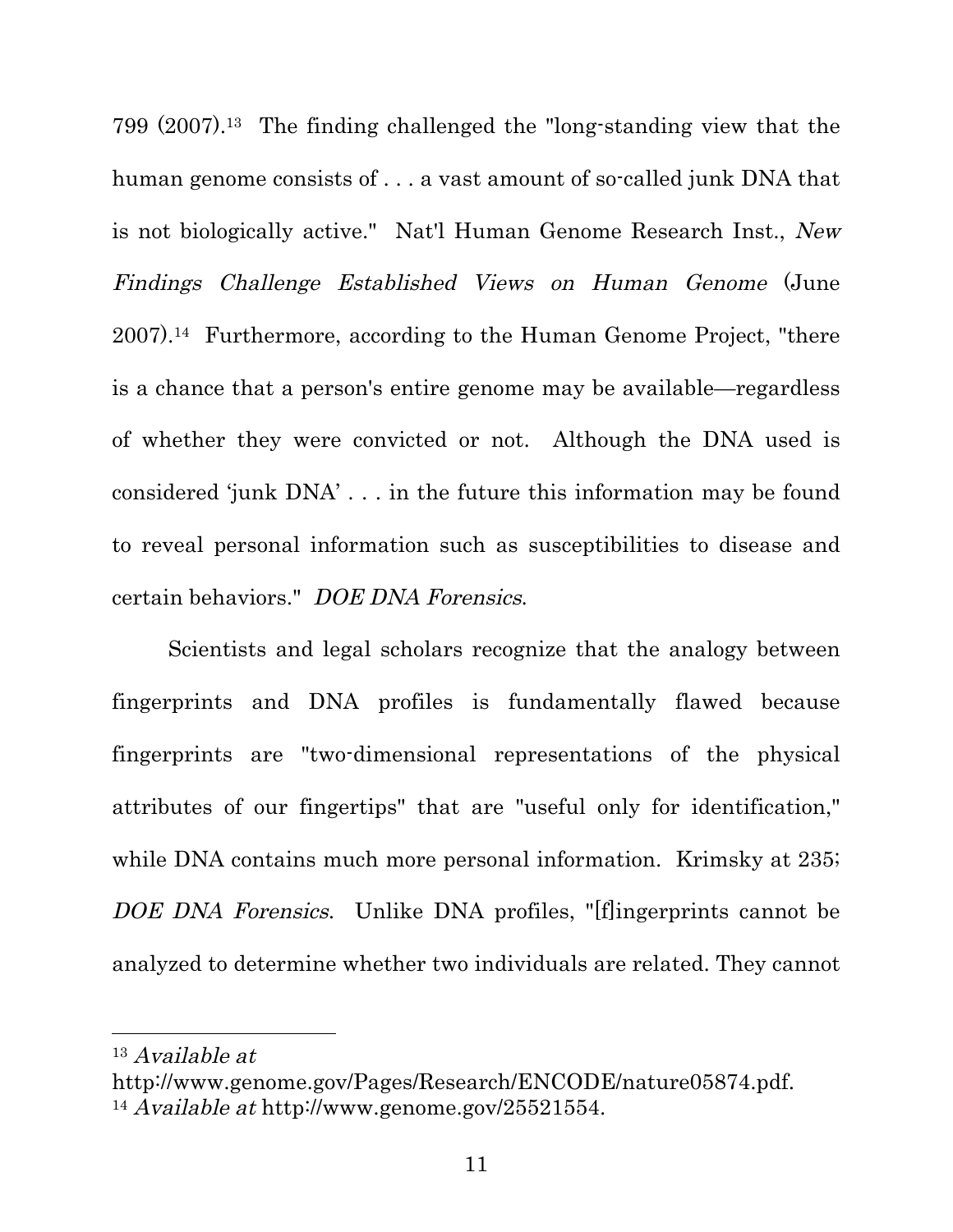799 (2007).[13] The finding challenged the "long-standing view that the human genome consists of . . . a vast amount of so-called junk DNA that is not biologically active." Nat'l Human Genome Research Inst., *New Findings Challenge Established Views on Human Genome* (June 2007).[14] Furthermore, according to the Human Genome Project, "there is a chance that a person's entire genome may be available—regardless of whether they were convicted or not. Although the DNA used is considered 'junk DNA' . . . in the future this information may be found to reveal personal information such as susceptibilities to disease and certain behaviors." *DOE DNA Forensics*.

Scientists and legal scholars recognize that the analogy between fingerprints and DNA profiles is fundamentally flawed because fingerprints are "two-dimensional representations of the physical attributes of our fingertips" that are "useful only for identification," while DNA contains much more personal information. Krimsky at 235; *DOE DNA Forensics*. Unlike DNA profiles, "[f]ingerprints cannot be analyzed to determine whether two individuals are related. They cannot

---

[13] *Available at* http://www.genome.gov/Pages/Research/ENCODE/nature05874.pdf.

[14] *Available at* http://www.genome.gov/25521554.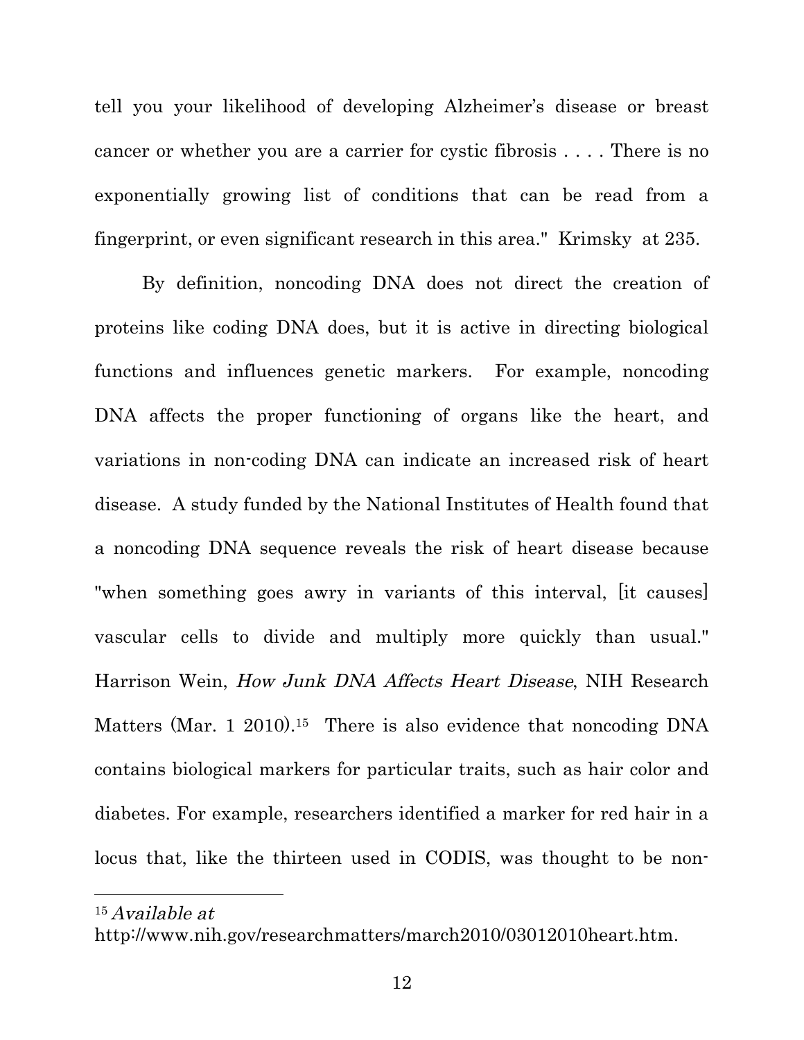tell you your likelihood of developing Alzheimer's disease or breast cancer or whether you are a carrier for cystic fibrosis . . . . There is no exponentially growing list of conditions that can be read from a fingerprint, or even significant research in this area." Krimsky at 235.

By definition, noncoding DNA does not direct the creation of proteins like coding DNA does, but it is active in directing biological functions and influences genetic markers. For example, noncoding DNA affects the proper functioning of organs like the heart, and variations in non-coding DNA can indicate an increased risk of heart disease. A study funded by the National Institutes of Health found that a noncoding DNA sequence reveals the risk of heart disease because "when something goes awry in variants of this interval, [it causes] vascular cells to divide and multiply more quickly than usual." Harrison Wein, *How Junk DNA Affects Heart Disease*, NIH Research Matters (Mar. 1 2010).[15] There is also evidence that noncoding DNA contains biological markers for particular traits, such as hair color and diabetes. For example, researchers identified a marker for red hair in a locus that, like the thirteen used in CODIS, was thought to be non-

---

[15] *Available at* http://www.nih.gov/researchmatters/march2010/03012010heart.htm.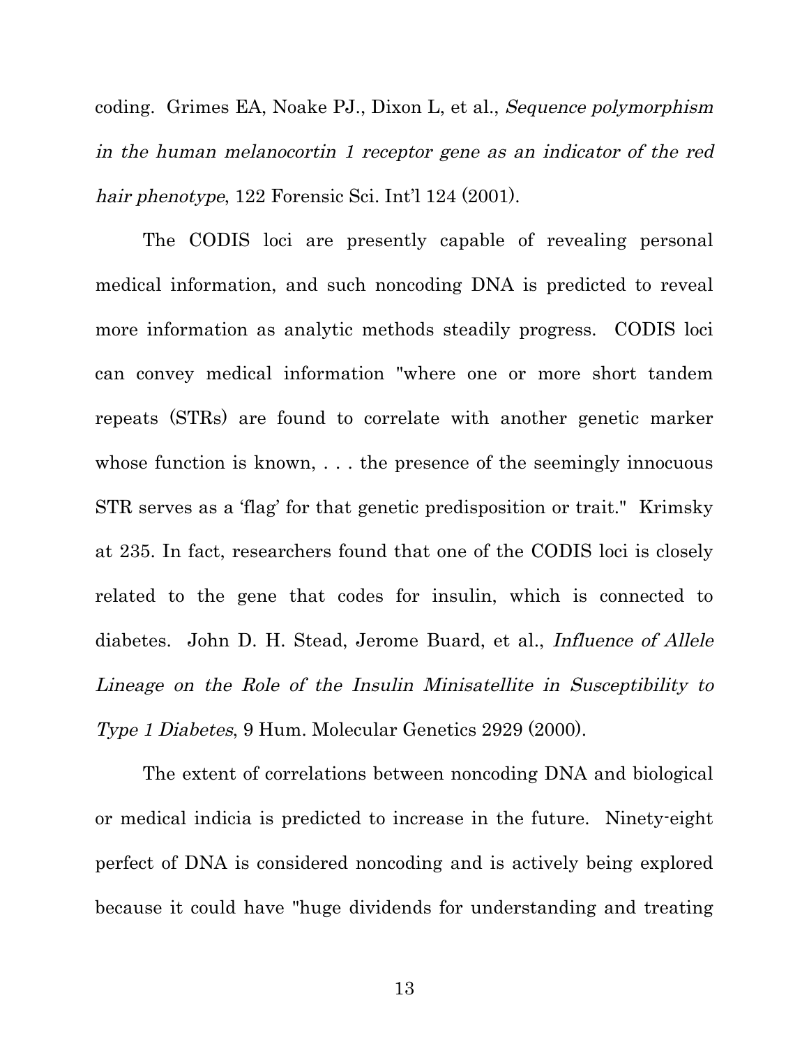coding. Grimes EA, Noake PJ., Dixon L, et al., *Sequence polymorphism in the human melanocortin 1 receptor gene as an indicator of the red hair phenotype*, 122 Forensic Sci. Int'l 124 (2001).

The CODIS loci are presently capable of revealing personal medical information, and such noncoding DNA is predicted to reveal more information as analytic methods steadily progress. CODIS loci can convey medical information "where one or more short tandem repeats (STRs) are found to correlate with another genetic marker whose function is known, . . . the presence of the seemingly innocuous STR serves as a 'flag' for that genetic predisposition or trait." Krimsky at 235. In fact, researchers found that one of the CODIS loci is closely related to the gene that codes for insulin, which is connected to diabetes. John D. H. Stead, Jerome Buard, et al., *Influence of Allele Lineage on the Role of the Insulin Minisatellite in Susceptibility to Type 1 Diabetes*, 9 Hum. Molecular Genetics 2929 (2000).

The extent of correlations between noncoding DNA and biological or medical indicia is predicted to increase in the future. Ninety-eight perfect of DNA is considered noncoding and is actively being explored because it could have "huge dividends for understanding and treating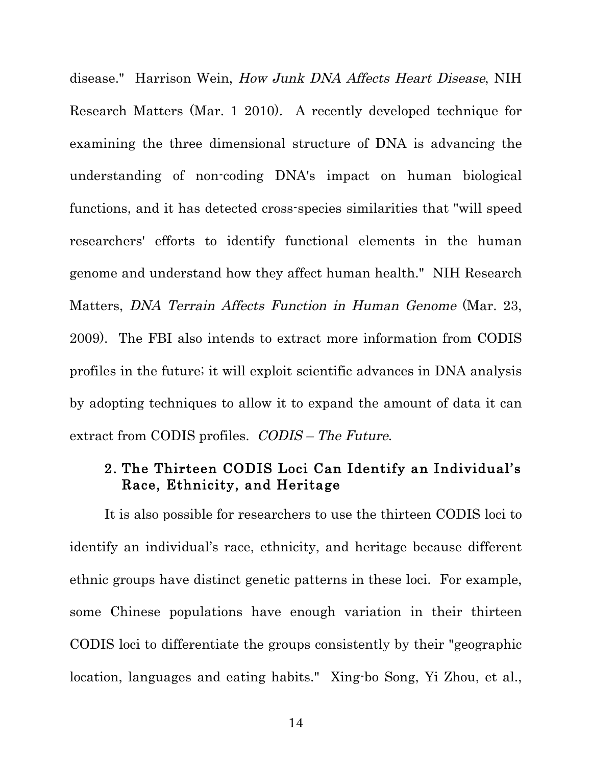disease." Harrison Wein, *How Junk DNA Affects Heart Disease*, NIH Research Matters (Mar. 1 2010). A recently developed technique for examining the three dimensional structure of DNA is advancing the understanding of non-coding DNA's impact on human biological functions, and it has detected cross-species similarities that "will speed researchers' efforts to identify functional elements in the human genome and understand how they affect human health." NIH Research Matters, *DNA Terrain Affects Function in Human Genome* (Mar. 23, 2009). The FBI also intends to extract more information from CODIS profiles in the future; it will exploit scientific advances in DNA analysis by adopting techniques to allow it to expand the amount of data it can extract from CODIS profiles. *CODIS – The Future*.

### 2. The Thirteen CODIS Loci Can Identify an Individual's Race, Ethnicity, and Heritage

It is also possible for researchers to use the thirteen CODIS loci to identify an individual's race, ethnicity, and heritage because different ethnic groups have distinct genetic patterns in these loci. For example, some Chinese populations have enough variation in their thirteen CODIS loci to differentiate the groups consistently by their "geographic location, languages and eating habits." Xing-bo Song, Yi Zhou, et al.,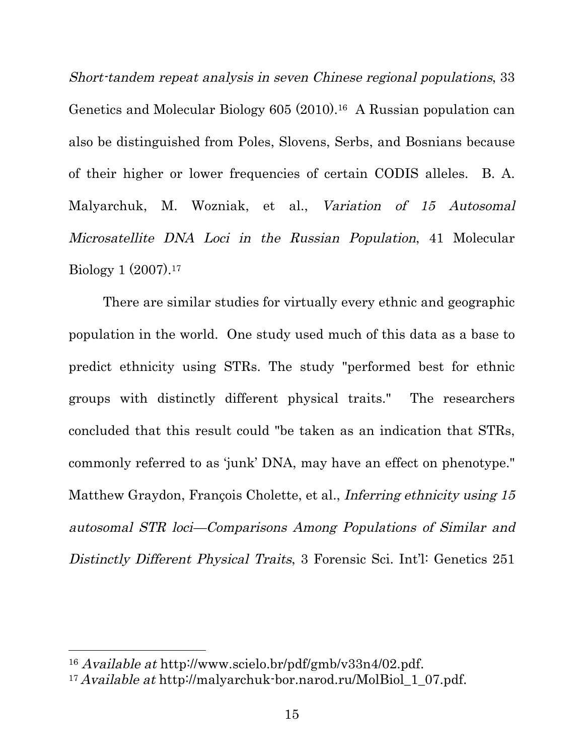*Short-tandem repeat analysis in seven Chinese regional populations*, 33 Genetics and Molecular Biology 605 (2010).[16] A Russian population can also be distinguished from Poles, Slovens, Serbs, and Bosnians because of their higher or lower frequencies of certain CODIS alleles. B. A. Malyarchuk, M. Wozniak, et al., *Variation of 15 Autosomal Microsatellite DNA Loci in the Russian Population*, 41 Molecular Biology 1 (2007).[17]

There are similar studies for virtually every ethnic and geographic population in the world. One study used much of this data as a base to predict ethnicity using STRs. The study "performed best for ethnic groups with distinctly different physical traits." The researchers concluded that this result could "be taken as an indication that STRs, commonly referred to as 'junk' DNA, may have an effect on phenotype." Matthew Graydon, François Cholette, et al., *Inferring ethnicity using 15 autosomal STR loci—Comparisons Among Populations of Similar and Distinctly Different Physical Traits*, 3 Forensic Sci. Int'l: Genetics 251

---

[16] *Available at* http://www.scielo.br/pdf/gmb/v33n4/02.pdf.

[17] *Available at* http://malyarchuk-bor.narod.ru/MolBiol_1_07.pdf.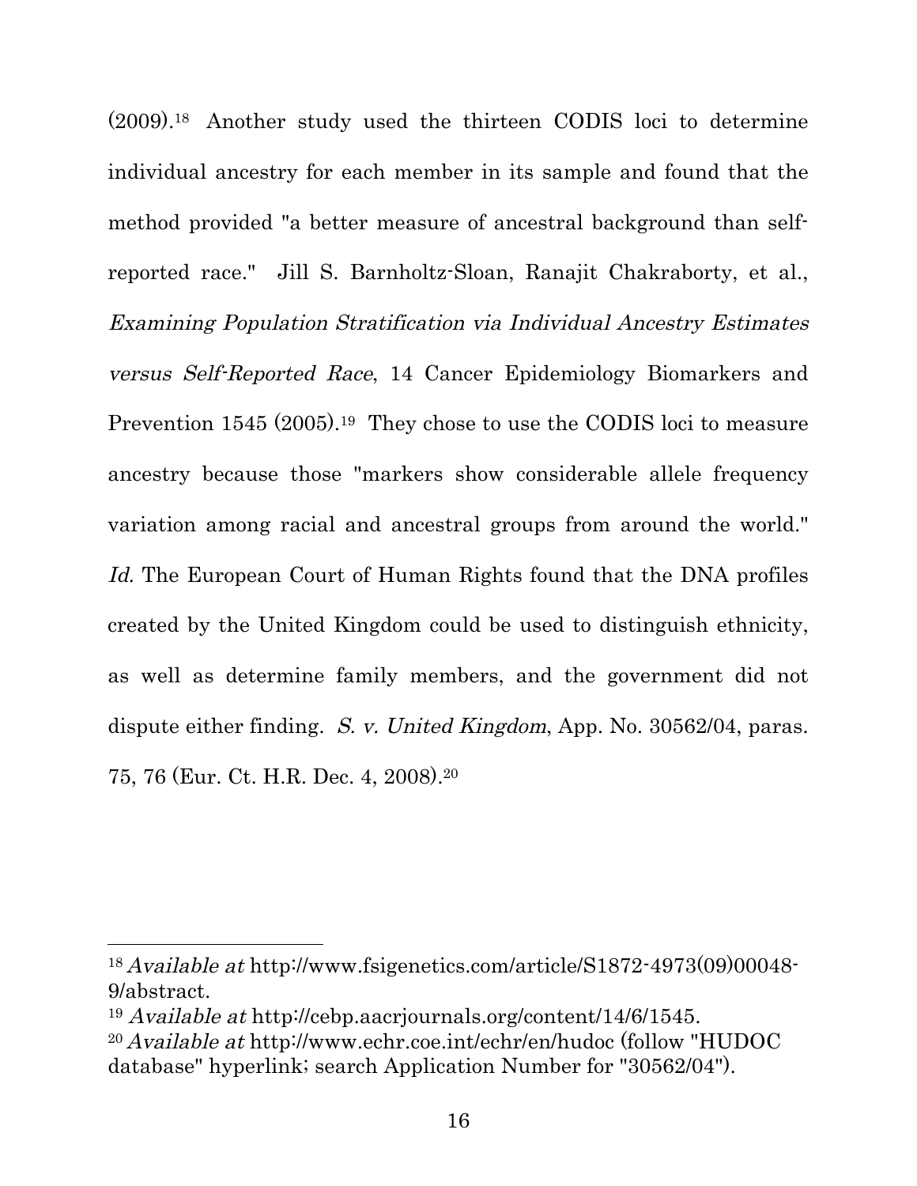(2009).[18] Another study used the thirteen CODIS loci to determine individual ancestry for each member in its sample and found that the method provided "a better measure of ancestral background than self-reported race." Jill S. Barnholtz-Sloan, Ranajit Chakraborty, et al., *Examining Population Stratification via Individual Ancestry Estimates versus Self-Reported Race*, 14 Cancer Epidemiology Biomarkers and Prevention 1545 (2005).[19] They chose to use the CODIS loci to measure ancestry because those "markers show considerable allele frequency variation among racial and ancestral groups from around the world." *Id.* The European Court of Human Rights found that the DNA profiles created by the United Kingdom could be used to distinguish ethnicity, as well as determine family members, and the government did not dispute either finding. *S. v. United Kingdom*, App. No. 30562/04, paras. 75, 76 (Eur. Ct. H.R. Dec. 4, 2008).[20]

---

[18] *Available at* http://www.fsigenetics.com/article/S1872-4973(09)00048-9/abstract.

[19] *Available at* http://cebp.aacrjournals.org/content/14/6/1545.

[20] *Available at* http://www.echr.coe.int/echr/en/hudoc (follow "HUDOC database" hyperlink; search Application Number for "30562/04").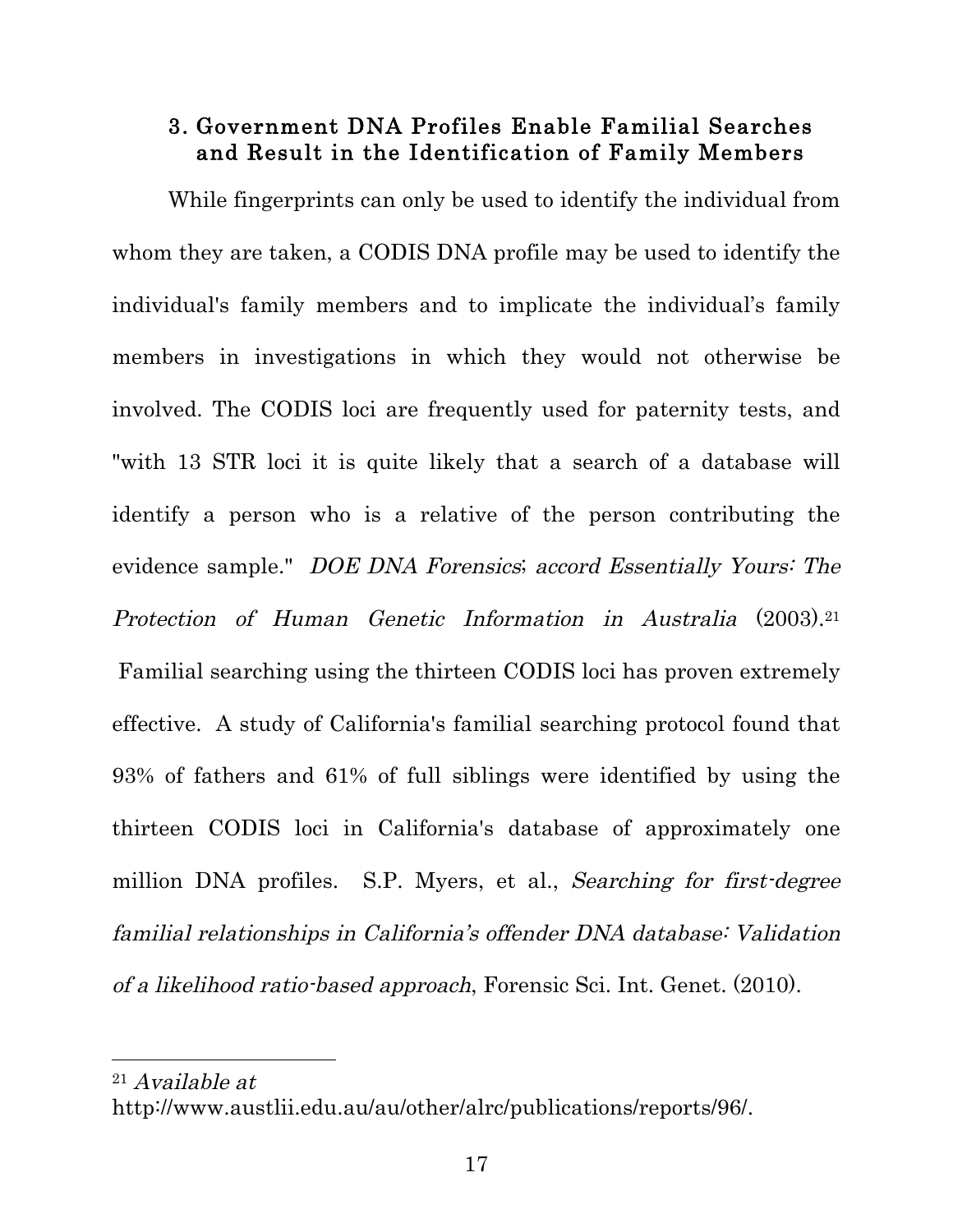### 3. Government DNA Profiles Enable Familial Searches and Result in the Identification of Family Members

While fingerprints can only be used to identify the individual from whom they are taken, a CODIS DNA profile may be used to identify the individual's family members and to implicate the individual's family members in investigations in which they would not otherwise be involved. The CODIS loci are frequently used for paternity tests, and "with 13 STR loci it is quite likely that a search of a database will identify a person who is a relative of the person contributing the evidence sample." *DOE DNA Forensics*; *accord Essentially Yours: The Protection of Human Genetic Information in Australia* (2003).[21] Familial searching using the thirteen CODIS loci has proven extremely effective. A study of California's familial searching protocol found that 93% of fathers and 61% of full siblings were identified by using the thirteen CODIS loci in California's database of approximately one million DNA profiles. S.P. Myers, et al., *Searching for first-degree familial relationships in California's offender DNA database: Validation of a likelihood ratio-based approach*, Forensic Sci. Int. Genet. (2010).

---

[21] *Available at* http://www.austlii.edu.au/au/other/alrc/publications/reports/96/.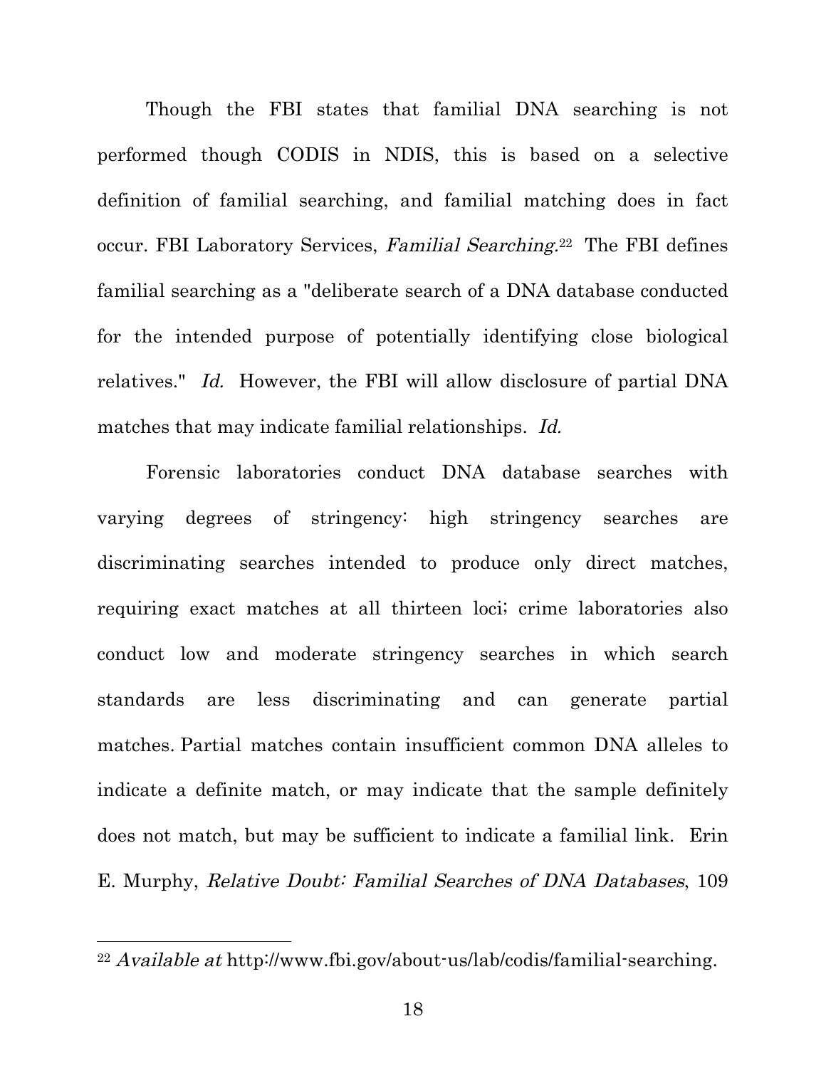Though the FBI states that familial DNA searching is not performed though CODIS in NDIS, this is based on a selective definition of familial searching, and familial matching does in fact occur. FBI Laboratory Services, *Familial Searching*.[22] The FBI defines familial searching as a "deliberate search of a DNA database conducted for the intended purpose of potentially identifying close biological relatives." *Id.* However, the FBI will allow disclosure of partial DNA matches that may indicate familial relationships. *Id.*

Forensic laboratories conduct DNA database searches with varying degrees of stringency: high stringency searches are discriminating searches intended to produce only direct matches, requiring exact matches at all thirteen loci; crime laboratories also conduct low and moderate stringency searches in which search standards are less discriminating and can generate partial matches. Partial matches contain insufficient common DNA alleles to indicate a definite match, or may indicate that the sample definitely does not match, but may be sufficient to indicate a familial link. Erin E. Murphy, *Relative Doubt: Familial Searches of DNA Databases*, 109

---

[22] *Available at* http://www.fbi.gov/about-us/lab/codis/familial-searching.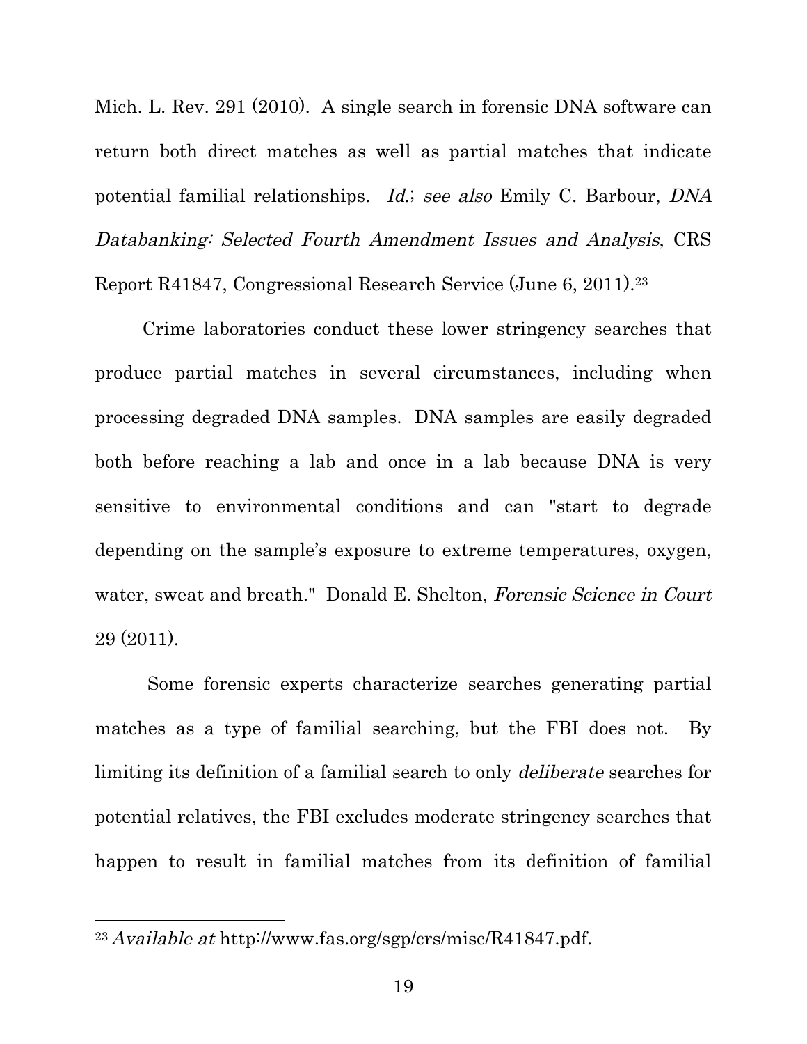Mich. L. Rev. 291 (2010). A single search in forensic DNA software can return both direct matches as well as partial matches that indicate potential familial relationships. *Id.*; *see also* Emily C. Barbour, *DNA Databanking: Selected Fourth Amendment Issues and Analysis*, CRS Report R41847, Congressional Research Service (June 6, 2011).[23]

Crime laboratories conduct these lower stringency searches that produce partial matches in several circumstances, including when processing degraded DNA samples. DNA samples are easily degraded both before reaching a lab and once in a lab because DNA is very sensitive to environmental conditions and can "start to degrade depending on the sample's exposure to extreme temperatures, oxygen, water, sweat and breath." Donald E. Shelton, *Forensic Science in Court* 29 (2011).

Some forensic experts characterize searches generating partial matches as a type of familial searching, but the FBI does not. By limiting its definition of a familial search to only *deliberate* searches for potential relatives, the FBI excludes moderate stringency searches that happen to result in familial matches from its definition of familial

---

[23] *Available at* http://www.fas.org/sgp/crs/misc/R41847.pdf.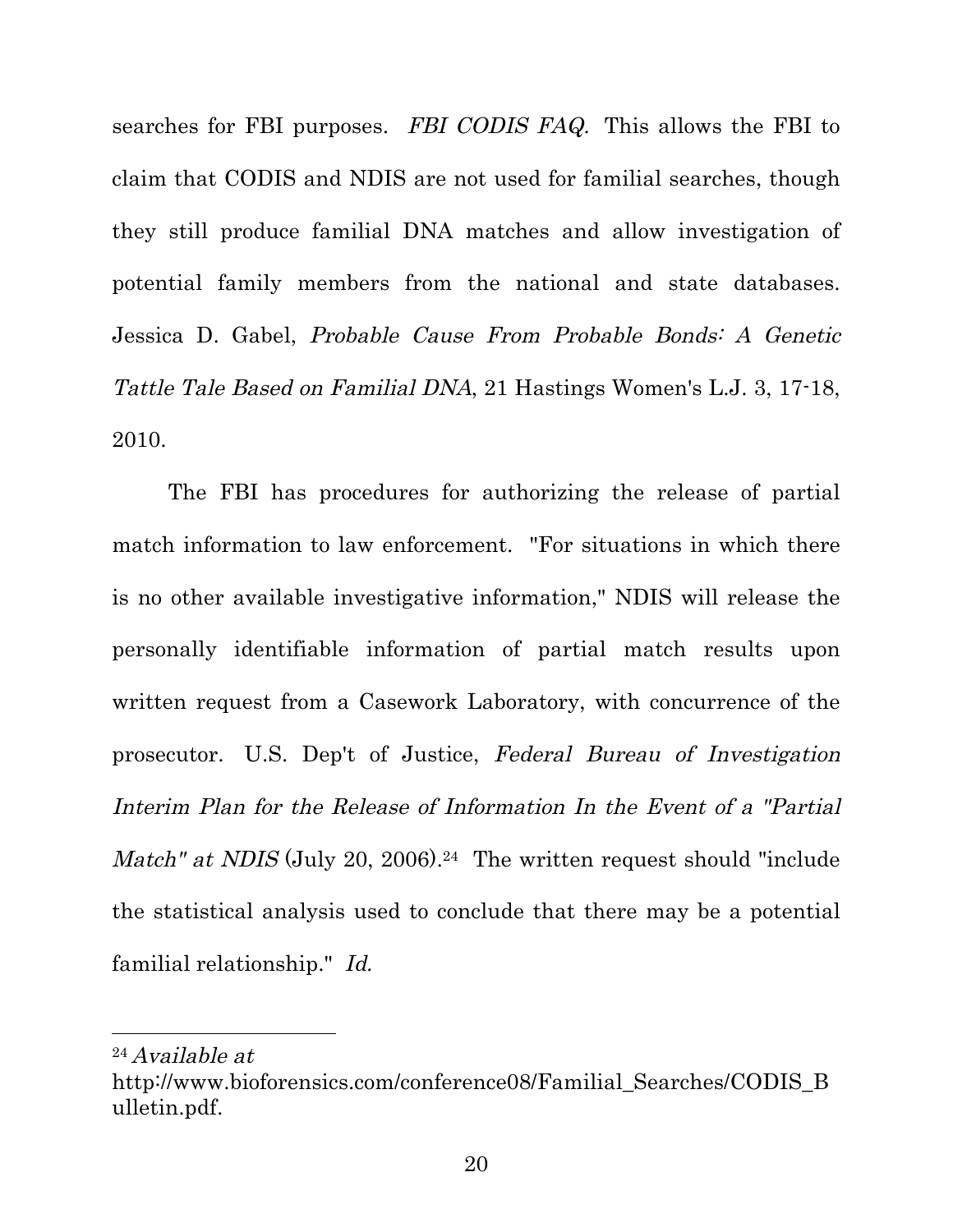searches for FBI purposes. *FBI CODIS FAQ.* This allows the FBI to claim that CODIS and NDIS are not used for familial searches, though they still produce familial DNA matches and allow investigation of potential family members from the national and state databases. Jessica D. Gabel, *Probable Cause From Probable Bonds: A Genetic Tattle Tale Based on Familial DNA*, 21 Hastings Women's L.J. 3, 17-18, 2010.

The FBI has procedures for authorizing the release of partial match information to law enforcement. "For situations in which there is no other available investigative information," NDIS will release the personally identifiable information of partial match results upon written request from a Casework Laboratory, with concurrence of the prosecutor. U.S. Dep't of Justice, *Federal Bureau of Investigation Interim Plan for the Release of Information In the Event of a "Partial Match" at NDIS* (July 20, 2006).[24] The written request should "include the statistical analysis used to conclude that there may be a potential familial relationship." *Id.*

---

[24] *Available at* http://www.bioforensics.com/conference08/Familial_Searches/CODIS_Bulletin.pdf.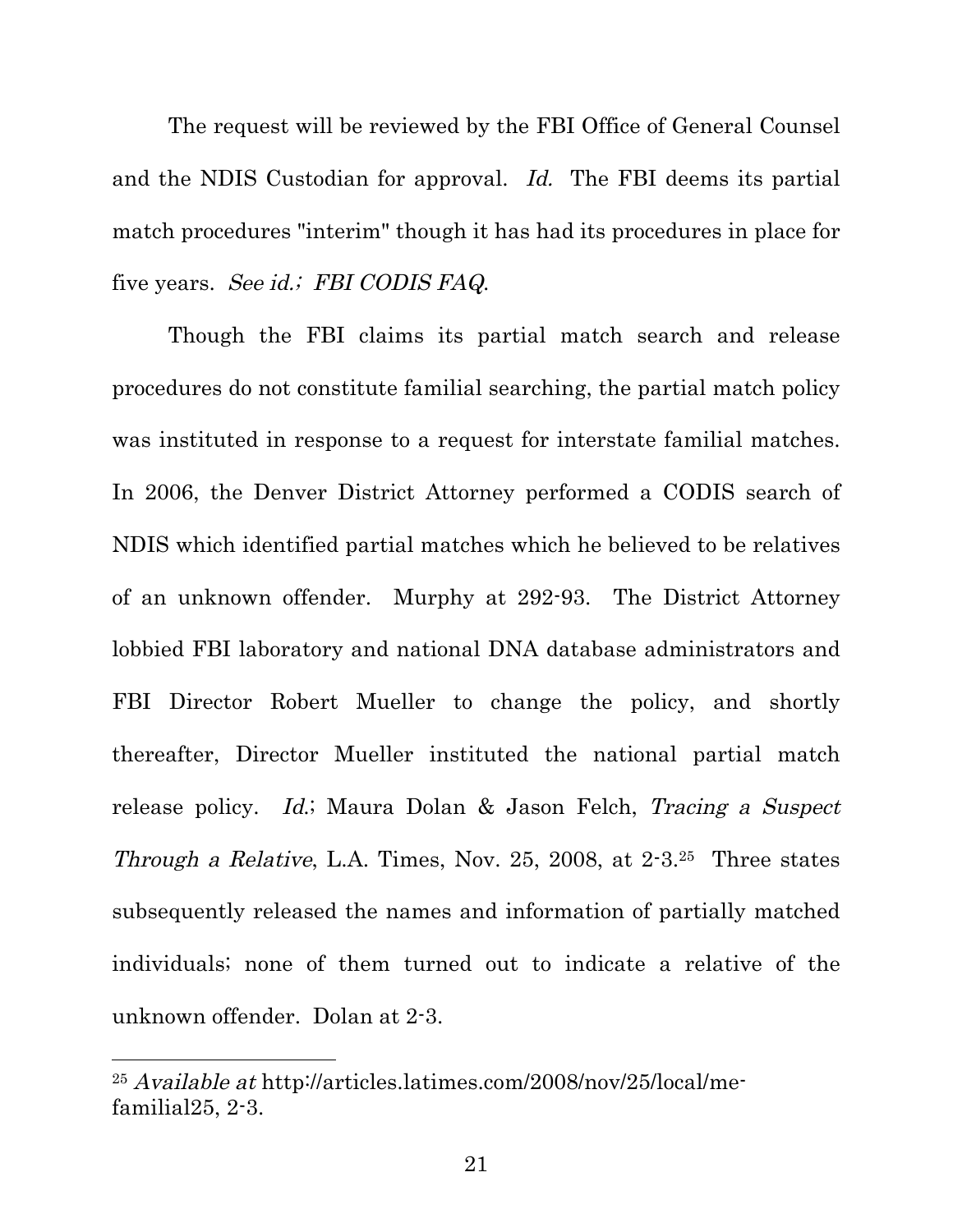The request will be reviewed by the FBI Office of General Counsel and the NDIS Custodian for approval. *Id.* The FBI deems its partial match procedures "interim" though it has had its procedures in place for five years. *See id.; FBI CODIS FAQ*.

Though the FBI claims its partial match search and release procedures do not constitute familial searching, the partial match policy was instituted in response to a request for interstate familial matches. In 2006, the Denver District Attorney performed a CODIS search of NDIS which identified partial matches which he believed to be relatives of an unknown offender. Murphy at 292-93. The District Attorney lobbied FBI laboratory and national DNA database administrators and FBI Director Robert Mueller to change the policy, and shortly thereafter, Director Mueller instituted the national partial match release policy. *Id.*; Maura Dolan & Jason Felch, *Tracing a Suspect Through a Relative*, L.A. Times, Nov. 25, 2008, at 2-3.[25] Three states subsequently released the names and information of partially matched individuals; none of them turned out to indicate a relative of the unknown offender. Dolan at 2-3.

---

[25] *Available at* http://articles.latimes.com/2008/nov/25/local/me-familial25, 2-3.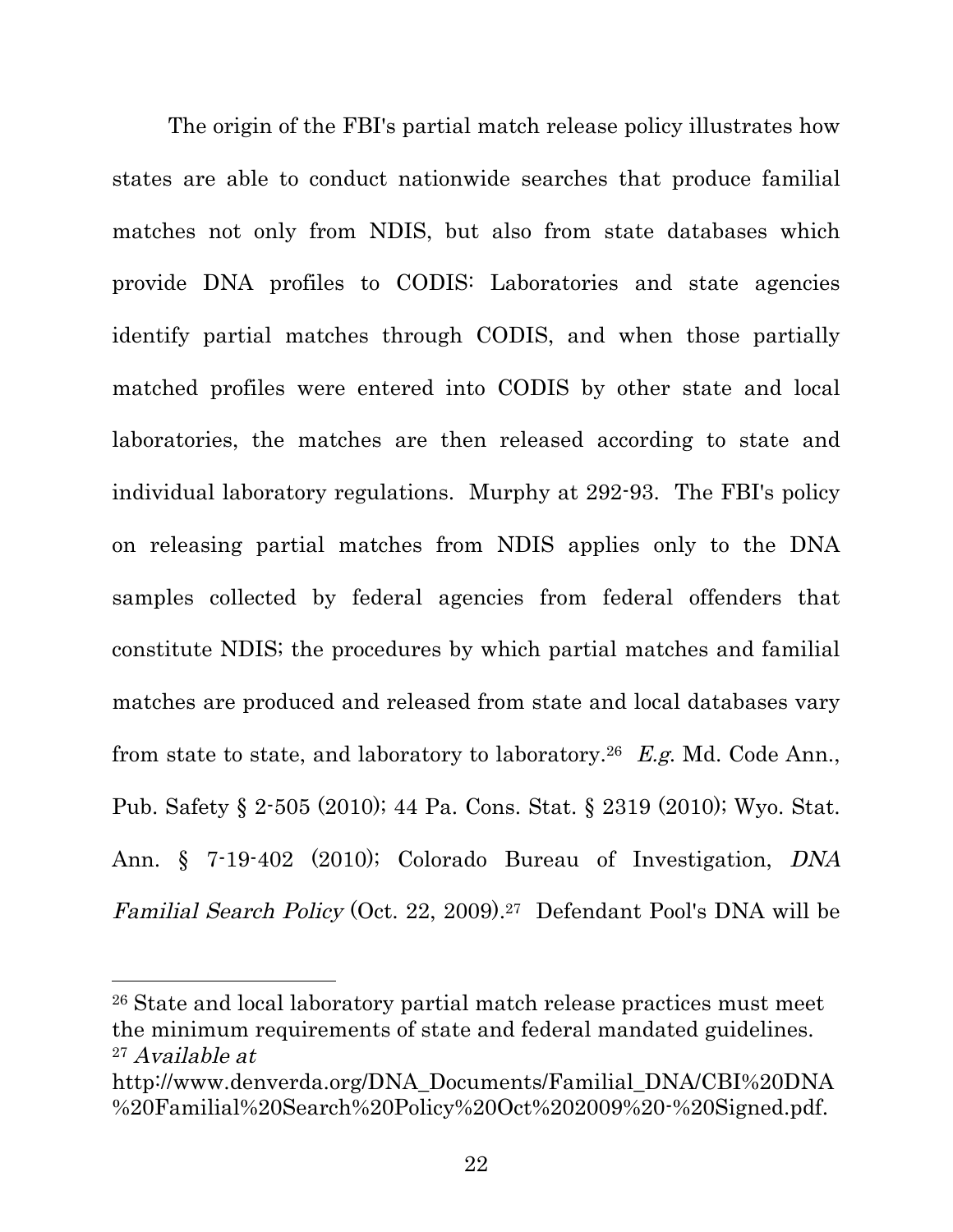The origin of the FBI's partial match release policy illustrates how states are able to conduct nationwide searches that produce familial matches not only from NDIS, but also from state databases which provide DNA profiles to CODIS: Laboratories and state agencies identify partial matches through CODIS, and when those partially matched profiles were entered into CODIS by other state and local laboratories, the matches are then released according to state and individual laboratory regulations. Murphy at 292-93. The FBI's policy on releasing partial matches from NDIS applies only to the DNA samples collected by federal agencies from federal offenders that constitute NDIS; the procedures by which partial matches and familial matches are produced and released from state and local databases vary from state to state, and laboratory to laboratory.[26] *E.g.* Md. Code Ann., Pub. Safety § 2-505 (2010); 44 Pa. Cons. Stat. § 2319 (2010); Wyo. Stat. Ann. § 7-19-402 (2010); Colorado Bureau of Investigation, *DNA Familial Search Policy* (Oct. 22, 2009).[27] Defendant Pool's DNA will be

[26] State and local laboratory partial match release practices must meet the minimum requirements of state and federal mandated guidelines.
[27] *Available at* http://www.denverda.org/DNA_Documents/Familial_DNA/CBI%20DNA%20Familial%20Search%20Policy%20Oct%202009%20-%20Signed.pdf.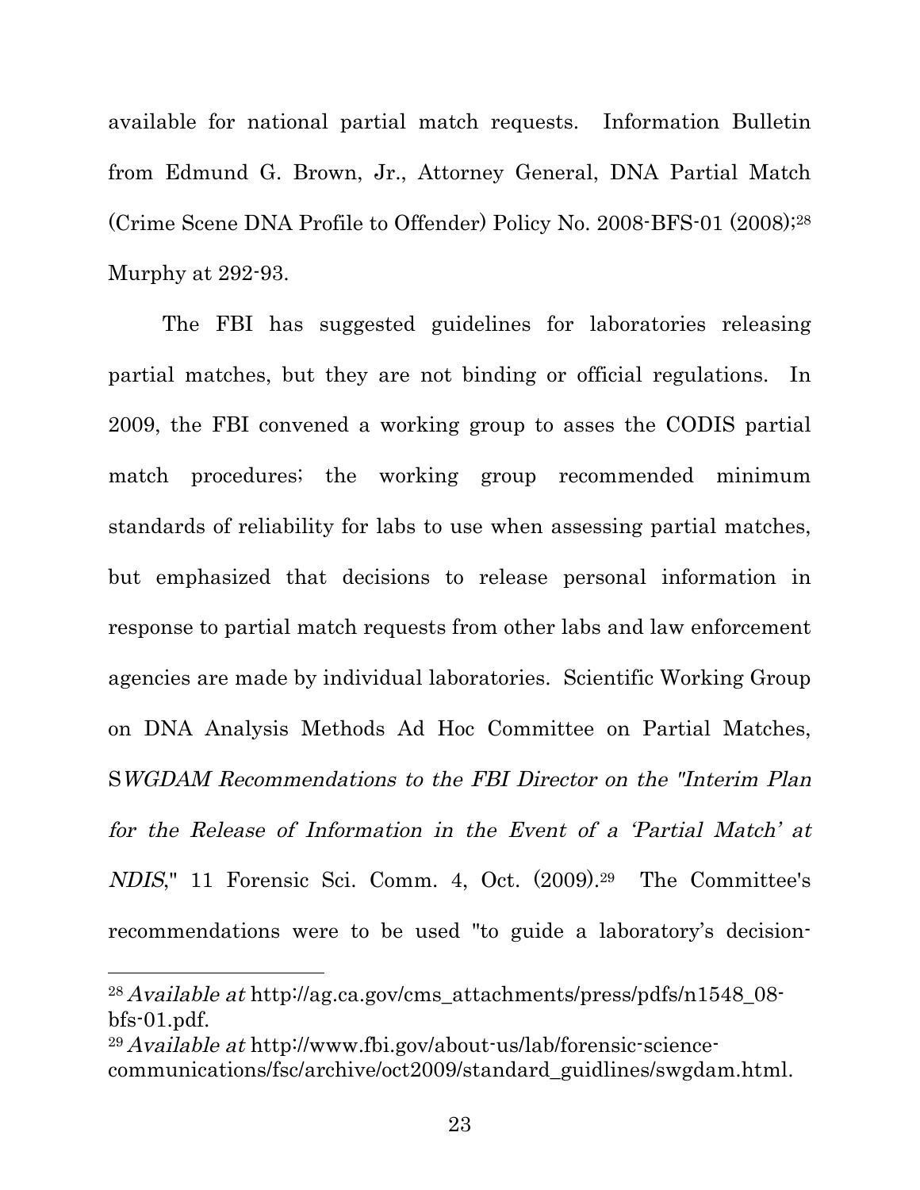available for national partial match requests. Information Bulletin from Edmund G. Brown, Jr., Attorney General, DNA Partial Match (Crime Scene DNA Profile to Offender) Policy No. 2008-BFS-01 (2008);[28] Murphy at 292-93.

The FBI has suggested guidelines for laboratories releasing partial matches, but they are not binding or official regulations. In 2009, the FBI convened a working group to asses the CODIS partial match procedures; the working group recommended minimum standards of reliability for labs to use when assessing partial matches, but emphasized that decisions to release personal information in response to partial match requests from other labs and law enforcement agencies are made by individual laboratories. Scientific Working Group on DNA Analysis Methods Ad Hoc Committee on Partial Matches, S*WGDAM Recommendations to the FBI Director on the "Interim Plan for the Release of Information in the Event of a 'Partial Match' at NDIS*," 11 Forensic Sci. Comm. 4, Oct. (2009).[29] The Committee's recommendations were to be used "to guide a laboratory's decision-

---

[28] *Available at* http://ag.ca.gov/cms_attachments/press/pdfs/n1548_08-bfs-01.pdf.

[29] *Available at* http://www.fbi.gov/about-us/lab/forensic-science-communications/fsc/archive/oct2009/standard_guidlines/swgdam.html.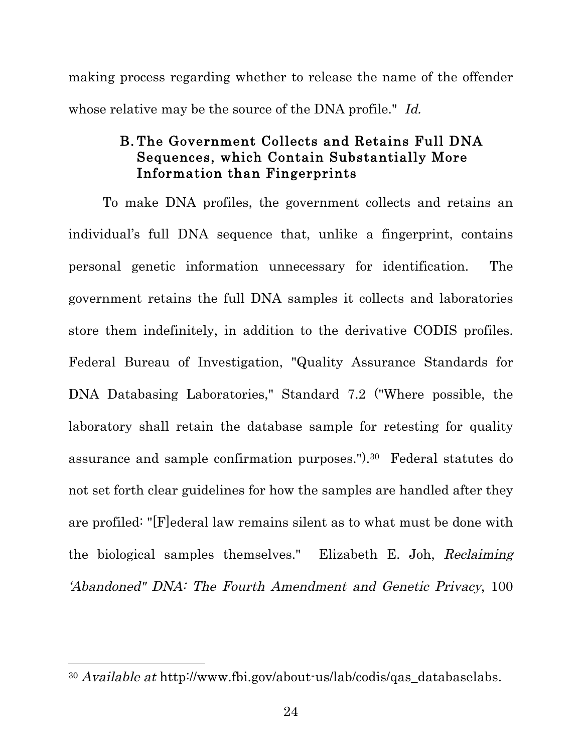making process regarding whether to release the name of the offender whose relative may be the source of the DNA profile." *Id.*

### B. The Government Collects and Retains Full DNA Sequences, which Contain Substantially More Information than Fingerprints

To make DNA profiles, the government collects and retains an individual's full DNA sequence that, unlike a fingerprint, contains personal genetic information unnecessary for identification. The government retains the full DNA samples it collects and laboratories store them indefinitely, in addition to the derivative CODIS profiles. Federal Bureau of Investigation, "Quality Assurance Standards for DNA Databasing Laboratories," Standard 7.2 ("Where possible, the laboratory shall retain the database sample for retesting for quality assurance and sample confirmation purposes.").[30] Federal statutes do not set forth clear guidelines for how the samples are handled after they are profiled: "[F]ederal law remains silent as to what must be done with the biological samples themselves." Elizabeth E. Joh, *Reclaiming 'Abandoned" DNA: The Fourth Amendment and Genetic Privacy*, 100

---

[30] *Available at* http://www.fbi.gov/about-us/lab/codis/qas_databaselabs.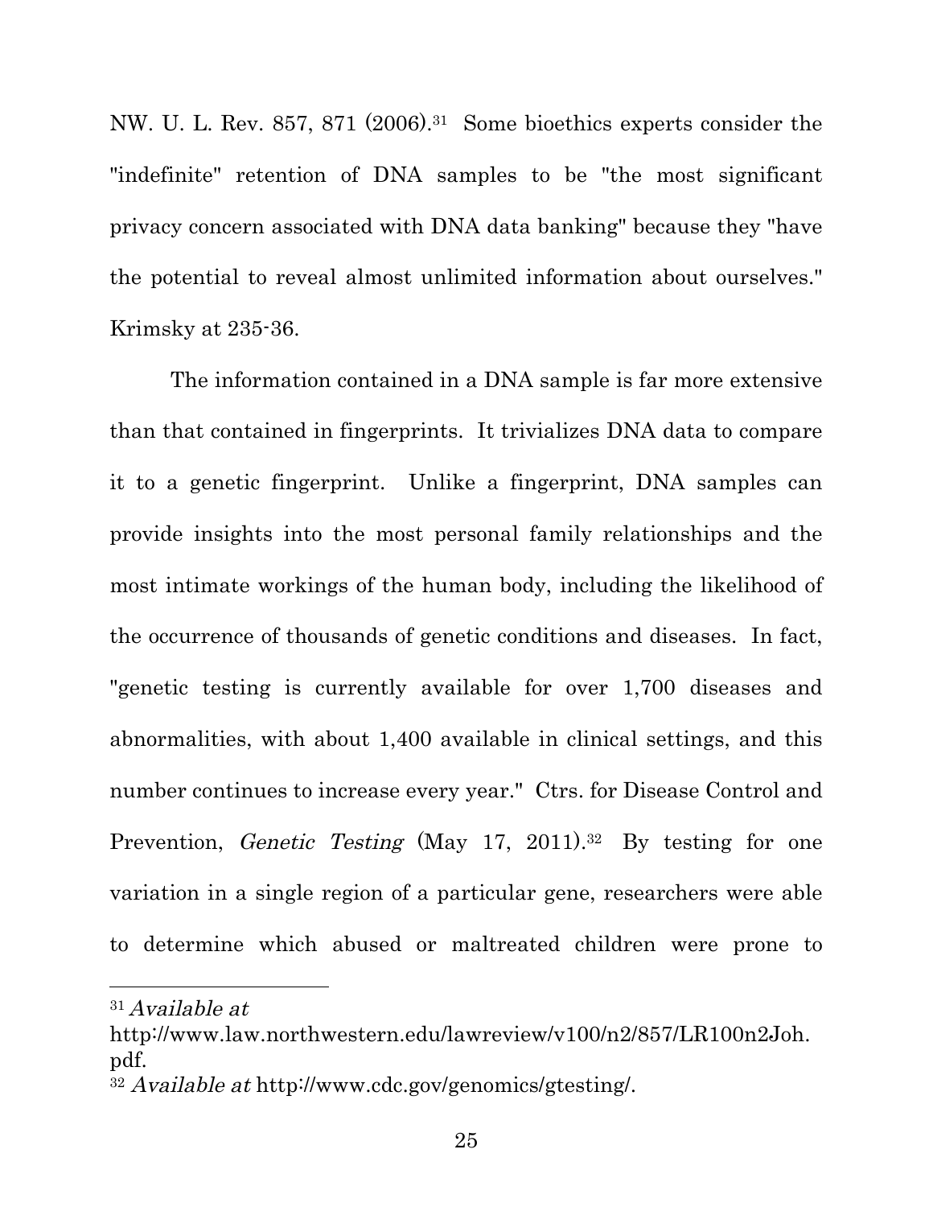NW. U. L. Rev. 857, 871 (2006).[31] Some bioethics experts consider the "indefinite" retention of DNA samples to be "the most significant privacy concern associated with DNA data banking" because they "have the potential to reveal almost unlimited information about ourselves." Krimsky at 235-36.

The information contained in a DNA sample is far more extensive than that contained in fingerprints. It trivializes DNA data to compare it to a genetic fingerprint. Unlike a fingerprint, DNA samples can provide insights into the most personal family relationships and the most intimate workings of the human body, including the likelihood of the occurrence of thousands of genetic conditions and diseases. In fact, "genetic testing is currently available for over 1,700 diseases and abnormalities, with about 1,400 available in clinical settings, and this number continues to increase every year." Ctrs. for Disease Control and Prevention, *Genetic Testing* (May 17, 2011).[32] By testing for one variation in a single region of a particular gene, researchers were able to determine which abused or maltreated children were prone to

---

[31] *Available at* http://www.law.northwestern.edu/lawreview/v100/n2/857/LR100n2Joh.pdf.

[32] *Available at* http://www.cdc.gov/genomics/gtesting/.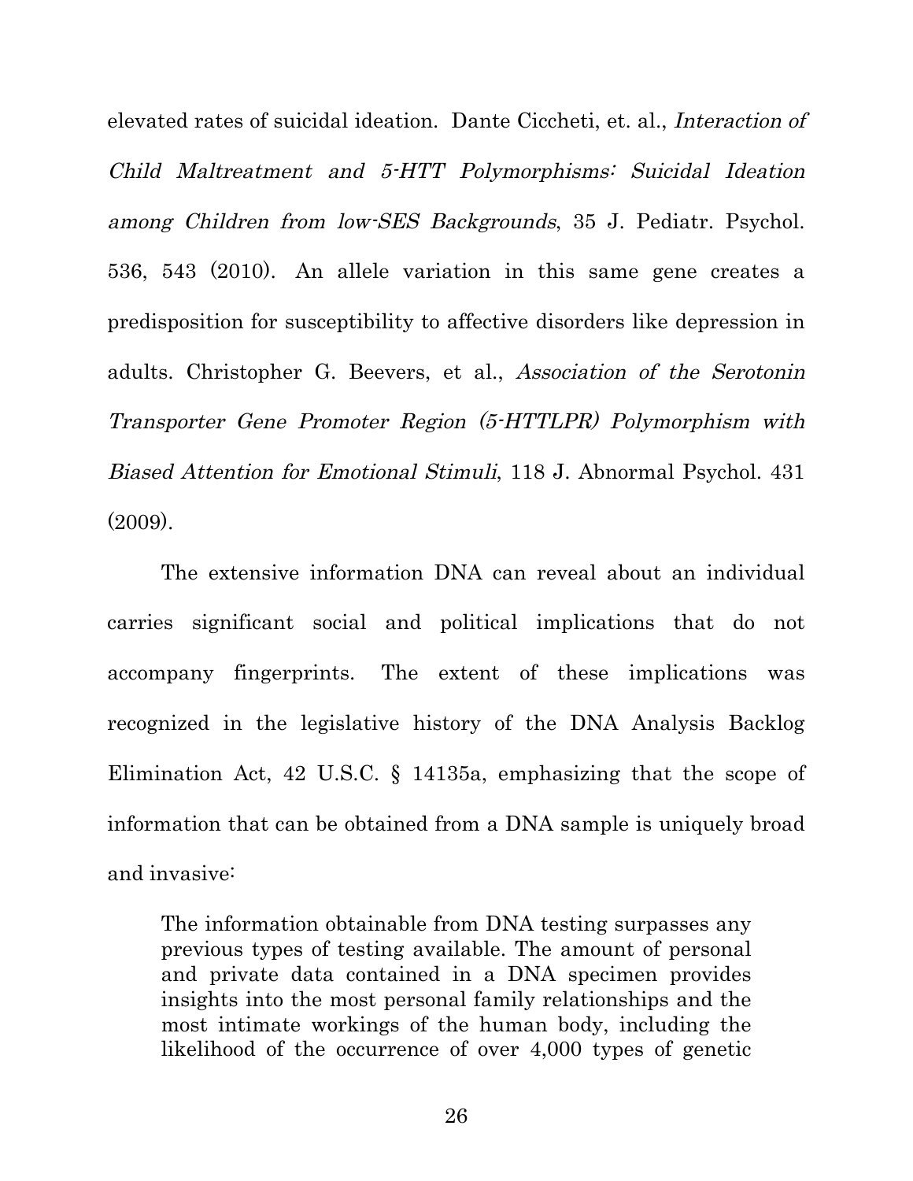elevated rates of suicidal ideation. Dante Ciccheti, et. al., *Interaction of Child Maltreatment and 5-HTT Polymorphisms: Suicidal Ideation among Children from low-SES Backgrounds*, 35 J. Pediatr. Psychol. 536, 543 (2010). An allele variation in this same gene creates a predisposition for susceptibility to affective disorders like depression in adults. Christopher G. Beevers, et al., *Association of the Serotonin Transporter Gene Promoter Region (5-HTTLPR) Polymorphism with Biased Attention for Emotional Stimuli*, 118 J. Abnormal Psychol. 431 (2009).

The extensive information DNA can reveal about an individual carries significant social and political implications that do not accompany fingerprints. The extent of these implications was recognized in the legislative history of the DNA Analysis Backlog Elimination Act, 42 U.S.C. § 14135a, emphasizing that the scope of information that can be obtained from a DNA sample is uniquely broad and invasive:

> The information obtainable from DNA testing surpasses any previous types of testing available. The amount of personal and private data contained in a DNA specimen provides insights into the most personal family relationships and the most intimate workings of the human body, including the likelihood of the occurrence of over 4,000 types of genetic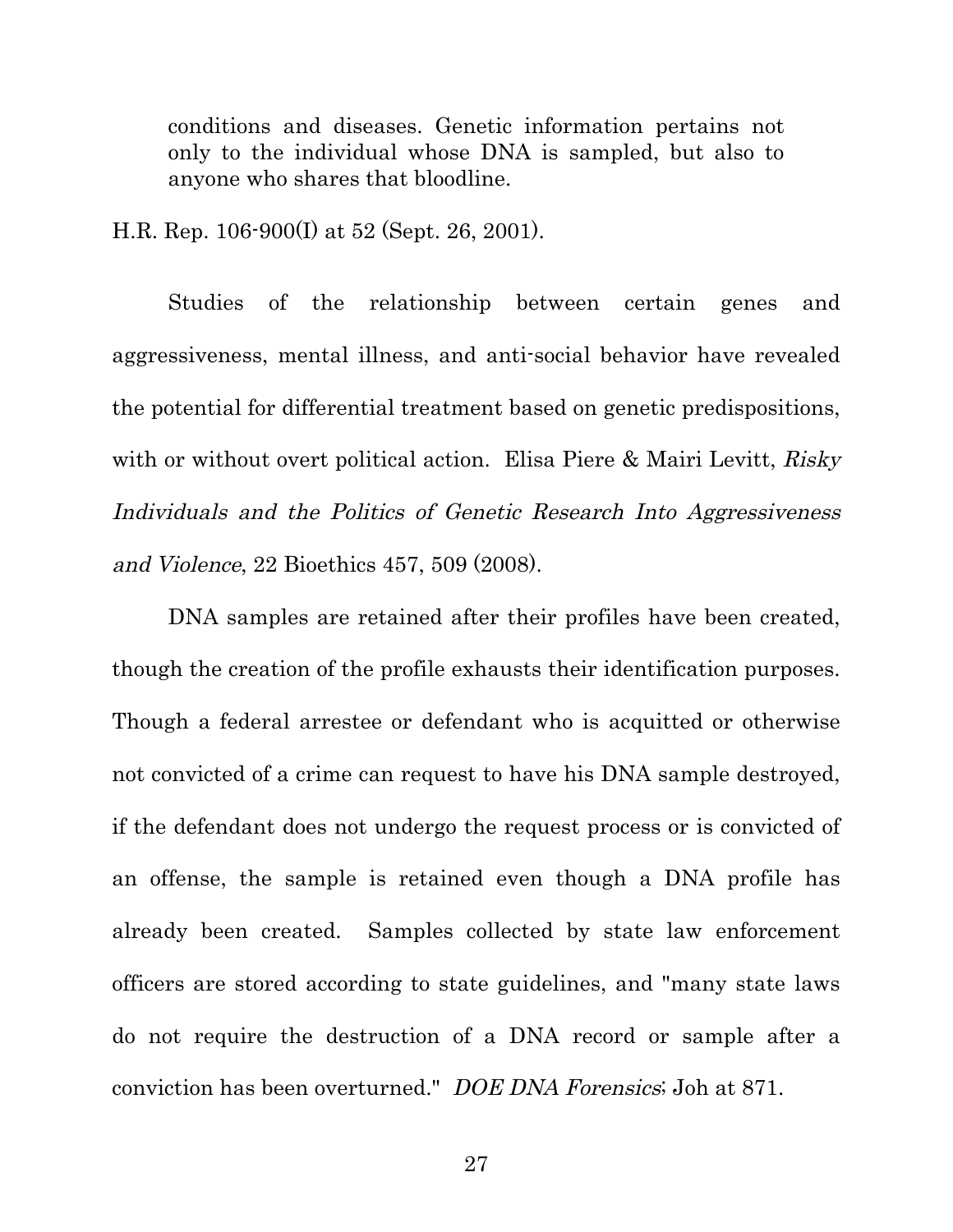> conditions and diseases. Genetic information pertains not only to the individual whose DNA is sampled, but also to anyone who shares that bloodline.

H.R. Rep. 106-900(I) at 52 (Sept. 26, 2001).

Studies of the relationship between certain genes and aggressiveness, mental illness, and anti-social behavior have revealed the potential for differential treatment based on genetic predispositions, with or without overt political action. Elisa Piere & Mairi Levitt, *Risky Individuals and the Politics of Genetic Research Into Aggressiveness and Violence*, 22 Bioethics 457, 509 (2008).

DNA samples are retained after their profiles have been created, though the creation of the profile exhausts their identification purposes. Though a federal arrestee or defendant who is acquitted or otherwise not convicted of a crime can request to have his DNA sample destroyed, if the defendant does not undergo the request process or is convicted of an offense, the sample is retained even though a DNA profile has already been created. Samples collected by state law enforcement officers are stored according to state guidelines, and "many state laws do not require the destruction of a DNA record or sample after a conviction has been overturned." *DOE DNA Forensics*; Joh at 871.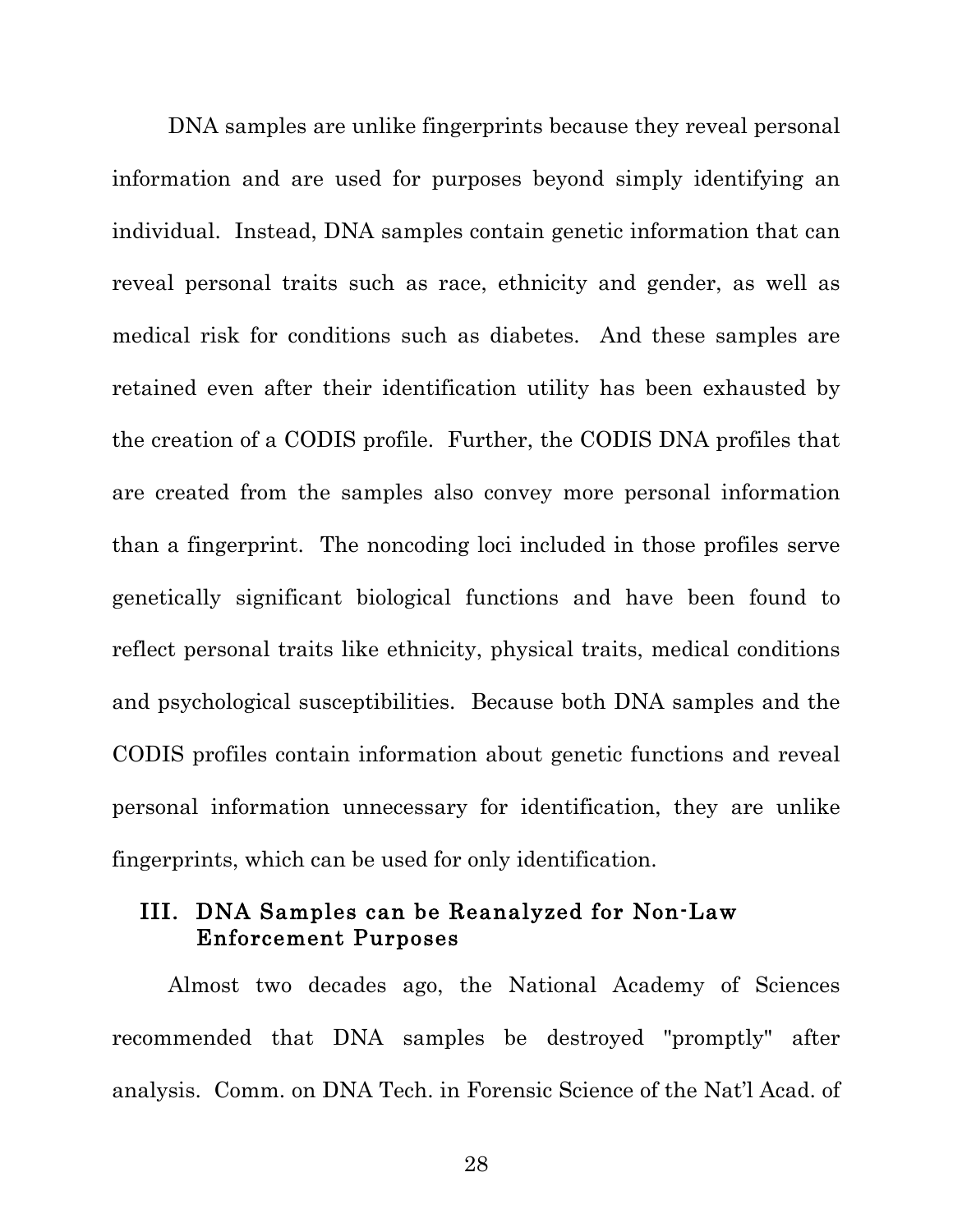DNA samples are unlike fingerprints because they reveal personal information and are used for purposes beyond simply identifying an individual. Instead, DNA samples contain genetic information that can reveal personal traits such as race, ethnicity and gender, as well as medical risk for conditions such as diabetes. And these samples are retained even after their identification utility has been exhausted by the creation of a CODIS profile. Further, the CODIS DNA profiles that are created from the samples also convey more personal information than a fingerprint. The noncoding loci included in those profiles serve genetically significant biological functions and have been found to reflect personal traits like ethnicity, physical traits, medical conditions and psychological susceptibilities. Because both DNA samples and the CODIS profiles contain information about genetic functions and reveal personal information unnecessary for identification, they are unlike fingerprints, which can be used for only identification.

## III. DNA Samples can be Reanalyzed for Non-Law Enforcement Purposes

Almost two decades ago, the National Academy of Sciences recommended that DNA samples be destroyed "promptly" after analysis. Comm. on DNA Tech. in Forensic Science of the Nat'l Acad. of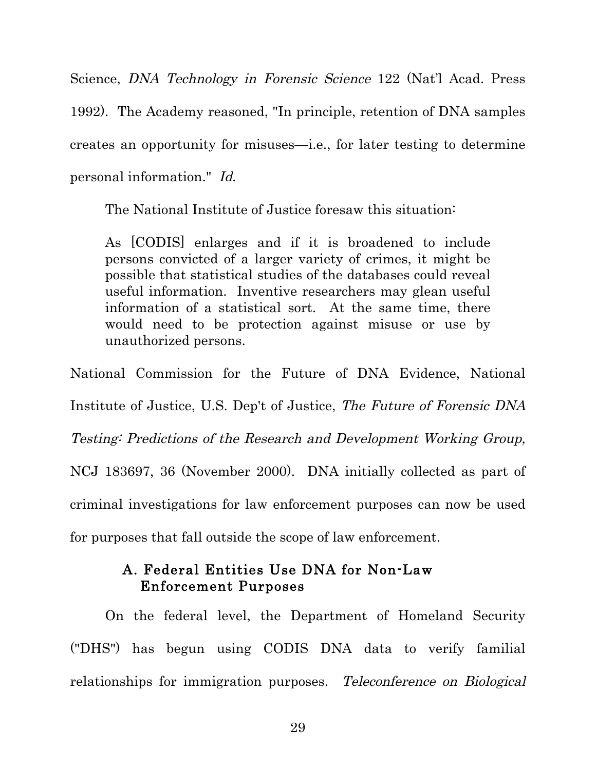Science, *DNA Technology in Forensic Science* 122 (Nat'l Acad. Press 1992). The Academy reasoned, "In principle, retention of DNA samples creates an opportunity for misuses—i.e., for later testing to determine personal information." *Id.*

The National Institute of Justice foresaw this situation:

> As [CODIS] enlarges and if it is broadened to include persons convicted of a larger variety of crimes, it might be possible that statistical studies of the databases could reveal useful information. Inventive researchers may glean useful information of a statistical sort. At the same time, there would need to be protection against misuse or use by unauthorized persons.

National Commission for the Future of DNA Evidence, National Institute of Justice, U.S. Dep't of Justice, *The Future of Forensic DNA Testing: Predictions of the Research and Development Working Group,* NCJ 183697, 36 (November 2000). DNA initially collected as part of criminal investigations for law enforcement purposes can now be used for purposes that fall outside the scope of law enforcement.

### A. Federal Entities Use DNA for Non-Law Enforcement Purposes

On the federal level, the Department of Homeland Security ("DHS") has begun using CODIS DNA data to verify familial relationships for immigration purposes. *Teleconference on Biological*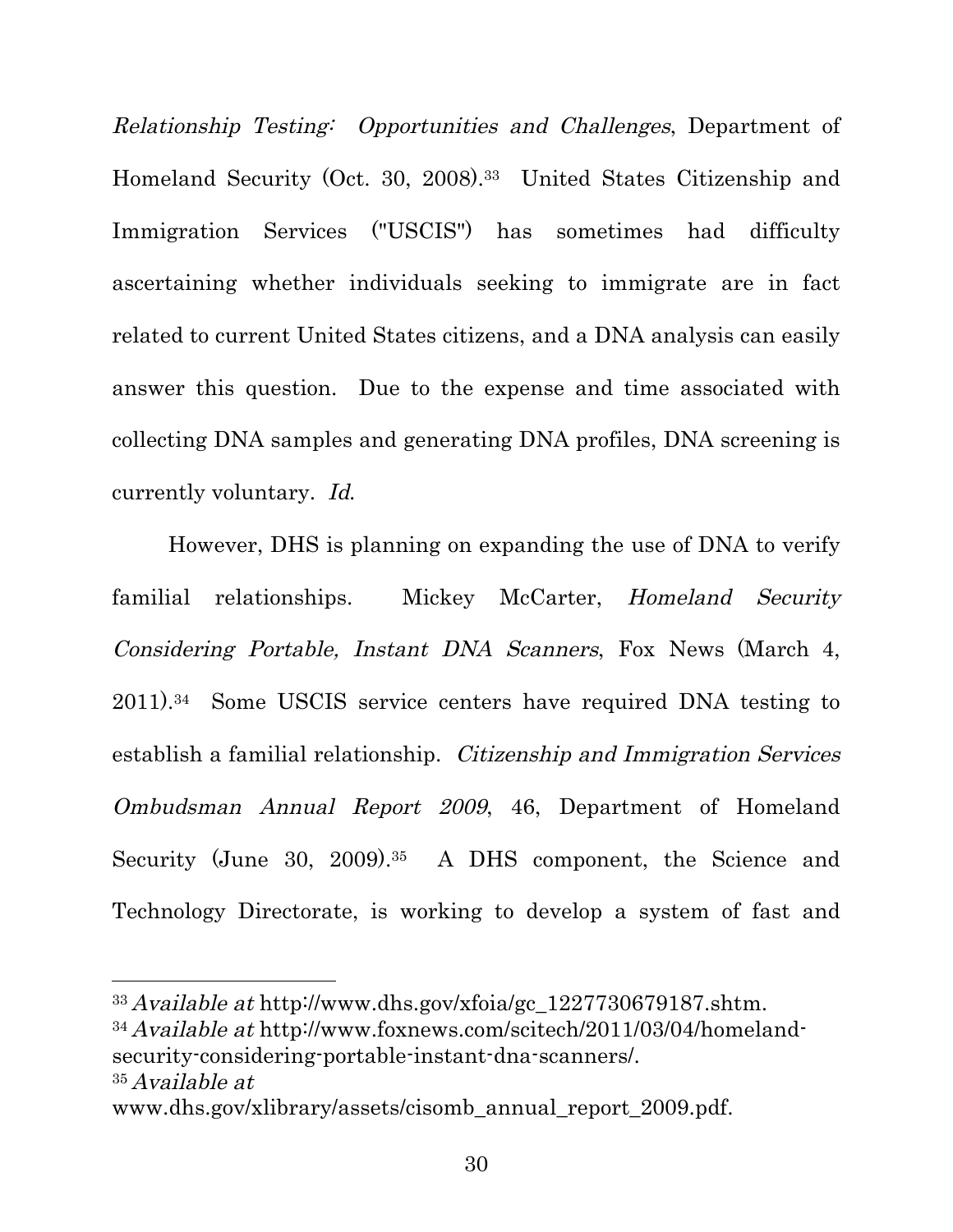*Relationship Testing: Opportunities and Challenges*, Department of Homeland Security (Oct. 30, 2008).[33] United States Citizenship and Immigration Services ("USCIS") has sometimes had difficulty ascertaining whether individuals seeking to immigrate are in fact related to current United States citizens, and a DNA analysis can easily answer this question. Due to the expense and time associated with collecting DNA samples and generating DNA profiles, DNA screening is currently voluntary. *Id.*

However, DHS is planning on expanding the use of DNA to verify familial relationships. Mickey McCarter, *Homeland Security Considering Portable, Instant DNA Scanners*, Fox News (March 4, 2011).[34] Some USCIS service centers have required DNA testing to establish a familial relationship. *Citizenship and Immigration Services Ombudsman Annual Report 2009*, 46, Department of Homeland Security (June 30, 2009).[35] A DHS component, the Science and Technology Directorate, is working to develop a system of fast and

---

[33] *Available at* http://www.dhs.gov/xfoia/gc_1227730679187.shtm.

[34] *Available at* http://www.foxnews.com/scitech/2011/03/04/homeland-security-considering-portable-instant-dna-scanners/.

[35] *Available at* www.dhs.gov/xlibrary/assets/cisomb_annual_report_2009.pdf.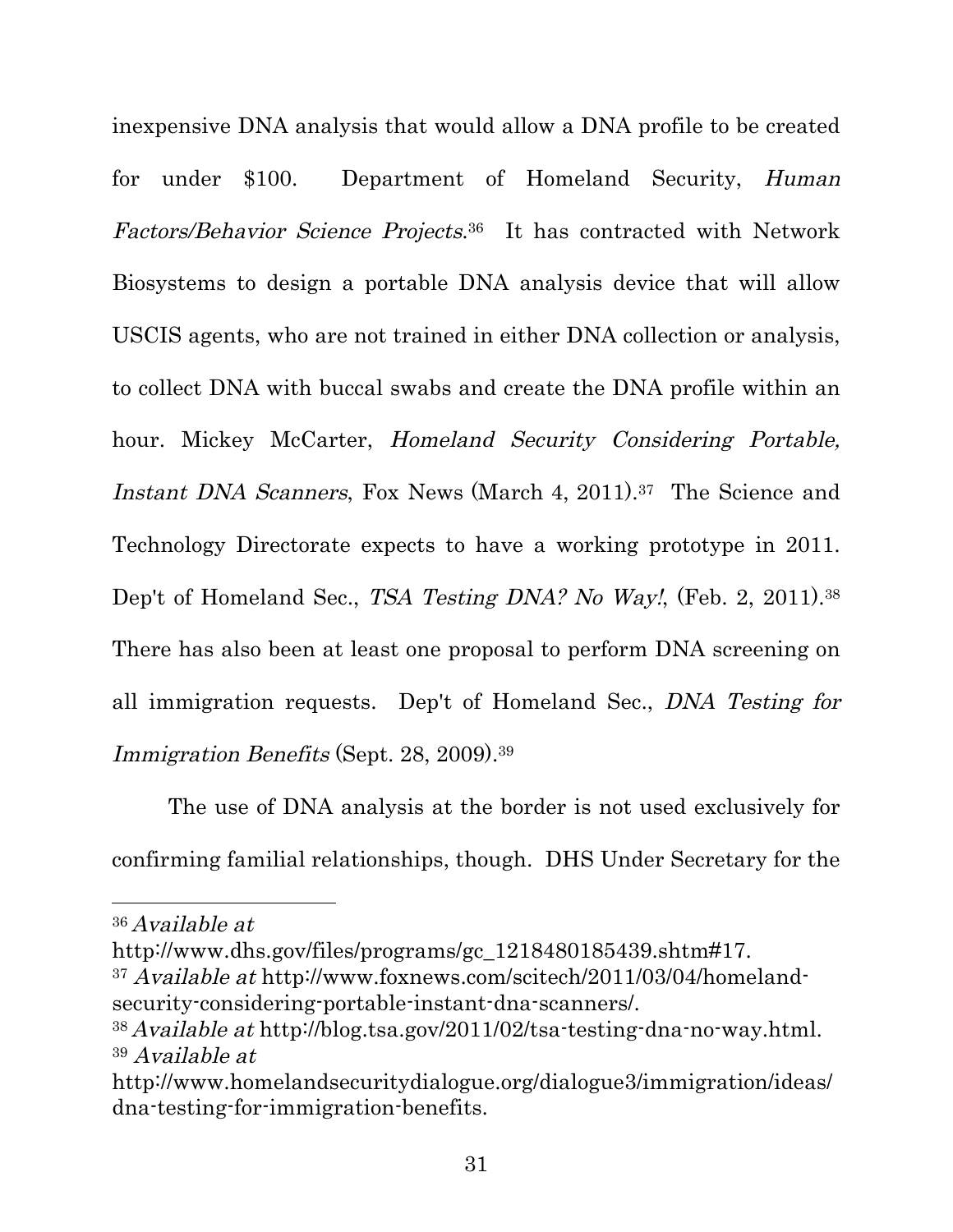inexpensive DNA analysis that would allow a DNA profile to be created for under $100. Department of Homeland Security, *Human Factors/Behavior Science Projects*.[36] It has contracted with Network Biosystems to design a portable DNA analysis device that will allow USCIS agents, who are not trained in either DNA collection or analysis, to collect DNA with buccal swabs and create the DNA profile within an hour. Mickey McCarter, *Homeland Security Considering Portable, Instant DNA Scanners*, Fox News (March 4, 2011).[37] The Science and Technology Directorate expects to have a working prototype in 2011. Dep't of Homeland Sec., *TSA Testing DNA? No Way!*, (Feb. 2, 2011).[38] There has also been at least one proposal to perform DNA screening on all immigration requests. Dep't of Homeland Sec., *DNA Testing for Immigration Benefits* (Sept. 28, 2009).[39]

The use of DNA analysis at the border is not used exclusively for confirming familial relationships, though. DHS Under Secretary for the

---

[36] *Available at* http://www.dhs.gov/files/programs/gc_1218480185439.shtm#17.

[37] *Available at* http://www.foxnews.com/scitech/2011/03/04/homeland-security-considering-portable-instant-dna-scanners/.

[38] *Available at* http://blog.tsa.gov/2011/02/tsa-testing-dna-no-way.html.

[39] *Available at* http://www.homelandsecuritydialogue.org/dialogue3/immigration/ideas/dna-testing-for-immigration-benefits.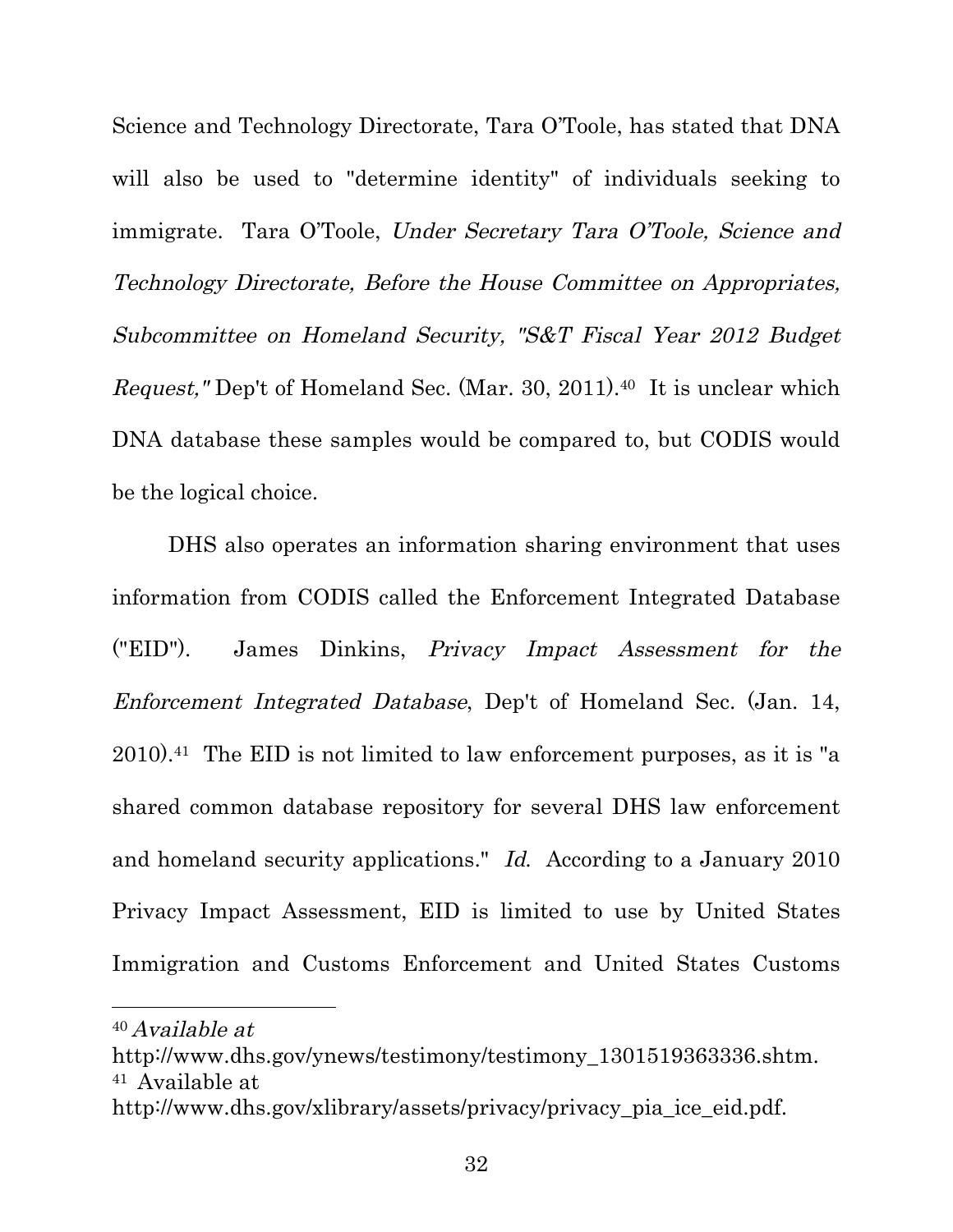Science and Technology Directorate, Tara O'Toole, has stated that DNA will also be used to "determine identity" of individuals seeking to immigrate. Tara O'Toole, *Under Secretary Tara O'Toole, Science and Technology Directorate, Before the House Committee on Appropriates, Subcommittee on Homeland Security, "S&T Fiscal Year 2012 Budget Request,"* Dep't of Homeland Sec. (Mar. 30, 2011).[40] It is unclear which DNA database these samples would be compared to, but CODIS would be the logical choice.

DHS also operates an information sharing environment that uses information from CODIS called the Enforcement Integrated Database ("EID"). James Dinkins, *Privacy Impact Assessment for the Enforcement Integrated Database*, Dep't of Homeland Sec. (Jan. 14, 2010).[41] The EID is not limited to law enforcement purposes, as it is "a shared common database repository for several DHS law enforcement and homeland security applications." *Id.* According to a January 2010 Privacy Impact Assessment, EID is limited to use by United States Immigration and Customs Enforcement and United States Customs

---

[40] *Available at* http://www.dhs.gov/ynews/testimony/testimony_1301519363336.shtm.

[41] Available at http://www.dhs.gov/xlibrary/assets/privacy/privacy_pia_ice_eid.pdf.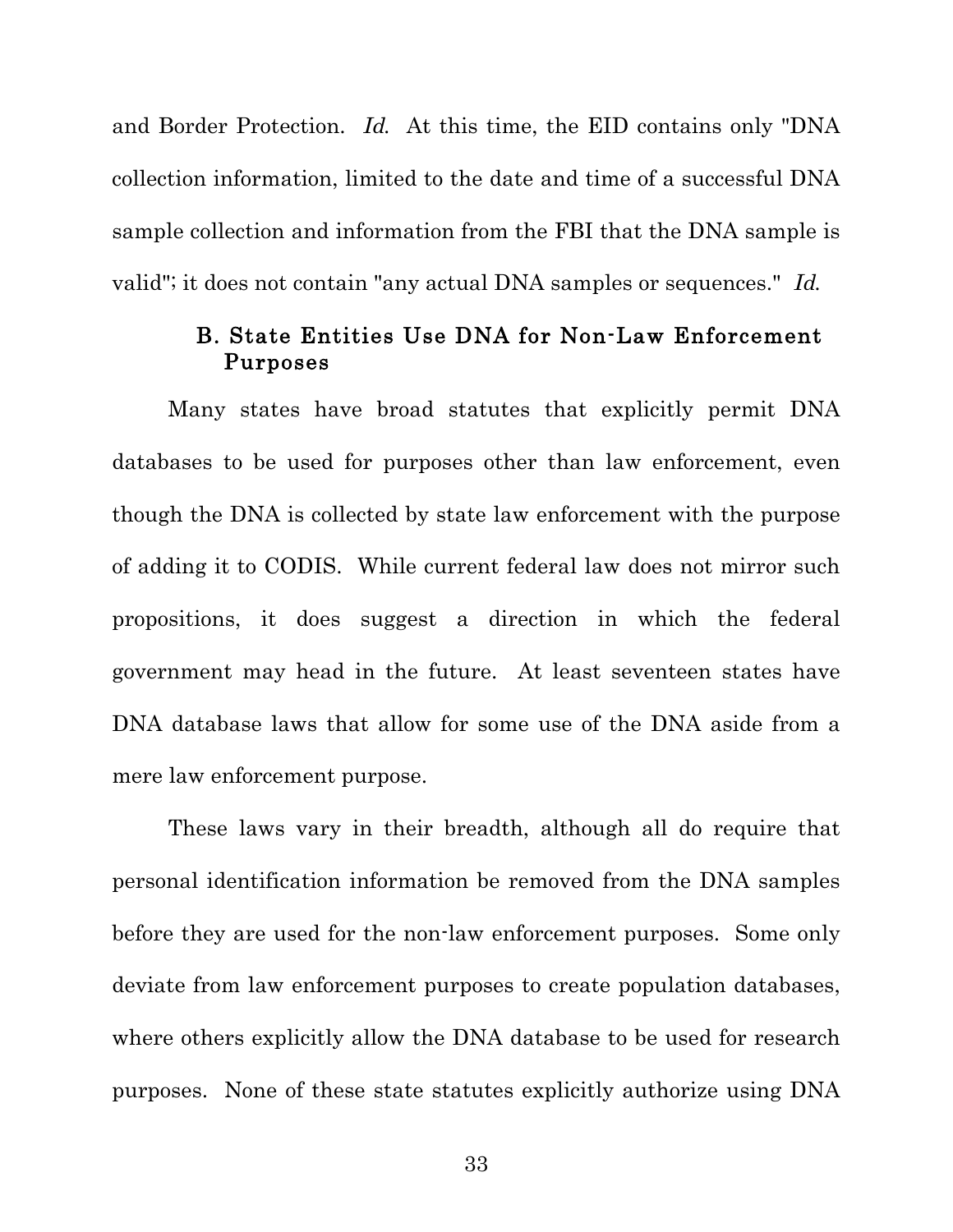and Border Protection. *Id.* At this time, the EID contains only "DNA collection information, limited to the date and time of a successful DNA sample collection and information from the FBI that the DNA sample is valid"; it does not contain "any actual DNA samples or sequences." *Id.*

### B. State Entities Use DNA for Non-Law Enforcement Purposes

Many states have broad statutes that explicitly permit DNA databases to be used for purposes other than law enforcement, even though the DNA is collected by state law enforcement with the purpose of adding it to CODIS. While current federal law does not mirror such propositions, it does suggest a direction in which the federal government may head in the future. At least seventeen states have DNA database laws that allow for some use of the DNA aside from a mere law enforcement purpose.

These laws vary in their breadth, although all do require that personal identification information be removed from the DNA samples before they are used for the non-law enforcement purposes. Some only deviate from law enforcement purposes to create population databases, where others explicitly allow the DNA database to be used for research purposes. None of these state statutes explicitly authorize using DNA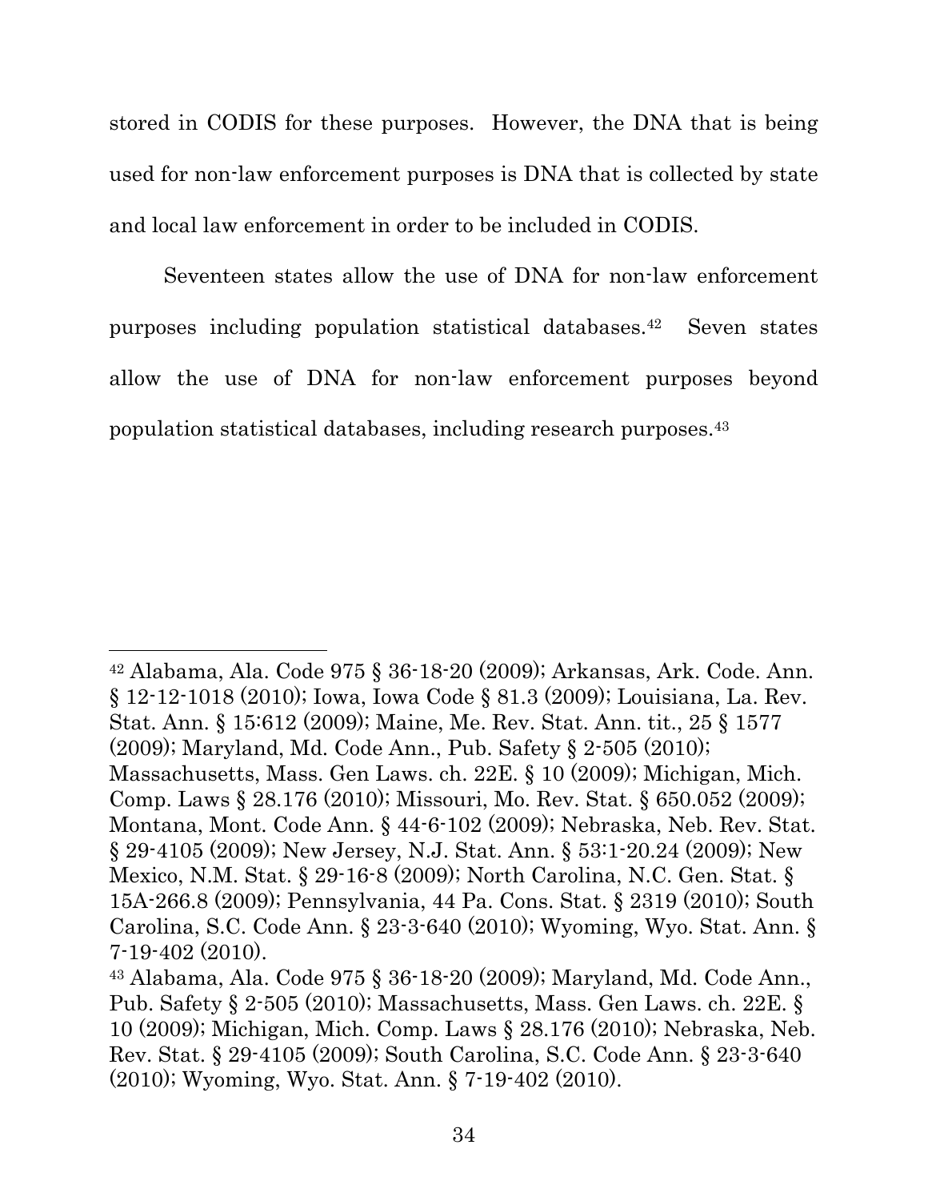stored in CODIS for these purposes. However, the DNA that is being used for non-law enforcement purposes is DNA that is collected by state and local law enforcement in order to be included in CODIS.

Seventeen states allow the use of DNA for non-law enforcement purposes including population statistical databases.[42] Seven states allow the use of DNA for non-law enforcement purposes beyond population statistical databases, including research purposes.[43]

---

[42] Alabama, Ala. Code 975 § 36-18-20 (2009); Arkansas, Ark. Code. Ann. § 12-12-1018 (2010); Iowa, Iowa Code § 81.3 (2009); Louisiana, La. Rev. Stat. Ann. § 15:612 (2009); Maine, Me. Rev. Stat. Ann. tit., 25 § 1577 (2009); Maryland, Md. Code Ann., Pub. Safety § 2-505 (2010); Massachusetts, Mass. Gen Laws. ch. 22E. § 10 (2009); Michigan, Mich. Comp. Laws § 28.176 (2010); Missouri, Mo. Rev. Stat. § 650.052 (2009); Montana, Mont. Code Ann. § 44-6-102 (2009); Nebraska, Neb. Rev. Stat. § 29-4105 (2009); New Jersey, N.J. Stat. Ann. § 53:1-20.24 (2009); New Mexico, N.M. Stat. § 29-16-8 (2009); North Carolina, N.C. Gen. Stat. § 15A-266.8 (2009); Pennsylvania, 44 Pa. Cons. Stat. § 2319 (2010); South Carolina, S.C. Code Ann. § 23-3-640 (2010); Wyoming, Wyo. Stat. Ann. § 7-19-402 (2010).

[43] Alabama, Ala. Code 975 § 36-18-20 (2009); Maryland, Md. Code Ann., Pub. Safety § 2-505 (2010); Massachusetts, Mass. Gen Laws. ch. 22E. § 10 (2009); Michigan, Mich. Comp. Laws § 28.176 (2010); Nebraska, Neb. Rev. Stat. § 29-4105 (2009); South Carolina, S.C. Code Ann. § 23-3-640 (2010); Wyoming, Wyo. Stat. Ann. § 7-19-402 (2010).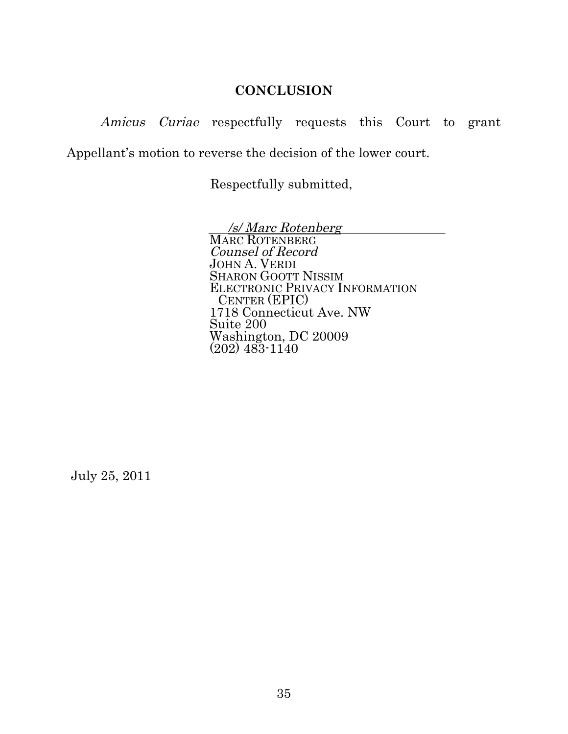## CONCLUSION

*Amicus Curiae* respectfully requests this Court to grant Appellant's motion to reverse the decision of the lower court.

Respectfully submitted,

*/s/ Marc Rotenberg*
MARC ROTENBERG
*Counsel of Record*
JOHN A. VERDI
SHARON GOOTT NISSIM
ELECTRONIC PRIVACY INFORMATION CENTER (EPIC)
1718 Connecticut Ave. NW
Suite 200
Washington, DC 20009
(202) 483-1140

July 25, 2011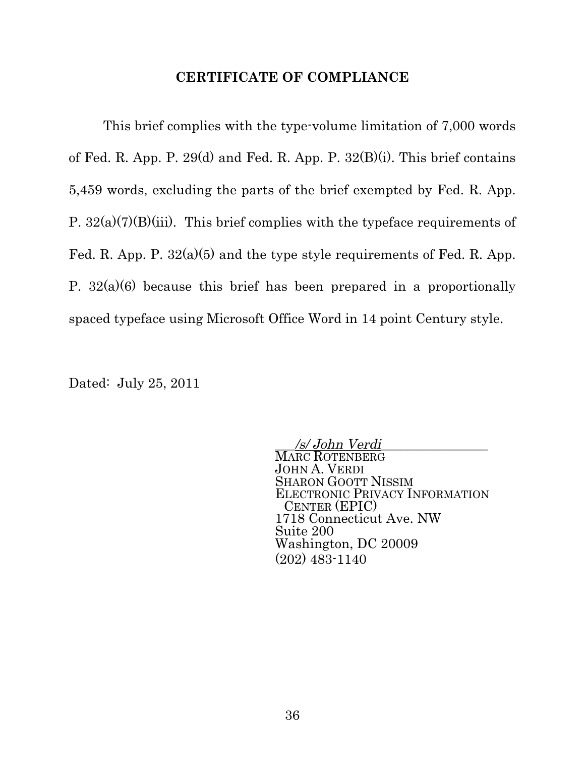## CERTIFICATE OF COMPLIANCE

This brief complies with the type-volume limitation of 7,000 words of Fed. R. App. P. 29(d) and Fed. R. App. P. 32(B)(i). This brief contains 5,459 words, excluding the parts of the brief exempted by Fed. R. App. P. 32(a)(7)(B)(iii). This brief complies with the typeface requirements of Fed. R. App. P. 32(a)(5) and the type style requirements of Fed. R. App. P. 32(a)(6) because this brief has been prepared in a proportionally spaced typeface using Microsoft Office Word in 14 point Century style.

Dated: July 25, 2011

*/s/ John Verdi*
MARC ROTENBERG
JOHN A. VERDI
SHARON GOOTT NISSIM
ELECTRONIC PRIVACY INFORMATION CENTER (EPIC)
1718 Connecticut Ave. NW
Suite 200
Washington, DC 20009
(202) 483-1140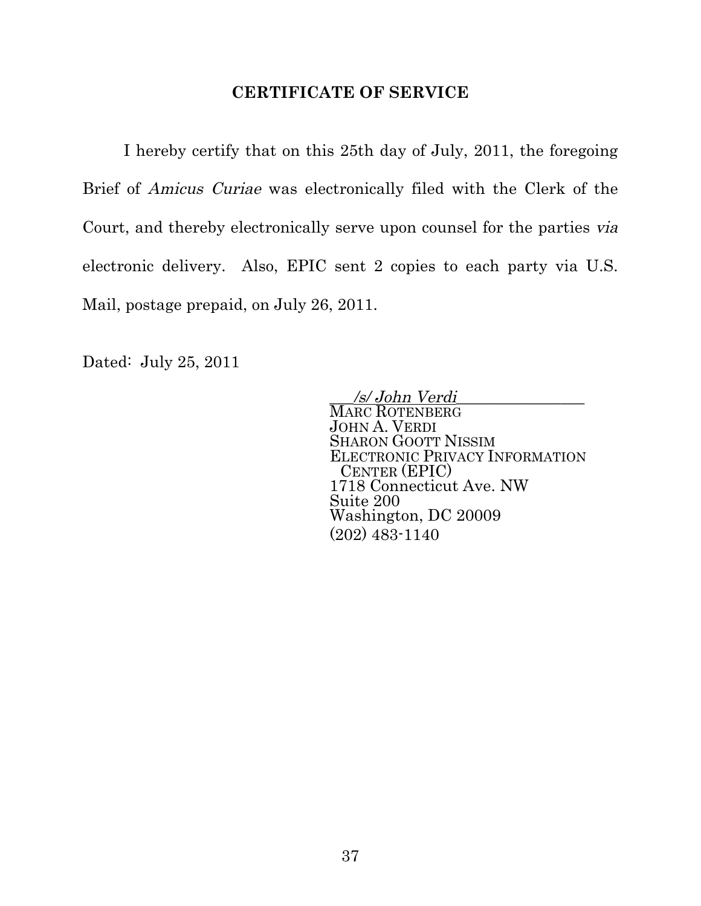## CERTIFICATE OF SERVICE

I hereby certify that on this 25th day of July, 2011, the foregoing Brief of *Amicus Curiae* was electronically filed with the Clerk of the Court, and thereby electronically serve upon counsel for the parties *via* electronic delivery. Also, EPIC sent 2 copies to each party via U.S. Mail, postage prepaid, on July 26, 2011.

Dated: July 25, 2011

*/s/ John Verdi*
MARC ROTENBERG
JOHN A. VERDI
SHARON GOOTT NISSIM
ELECTRONIC PRIVACY INFORMATION CENTER (EPIC)
1718 Connecticut Ave. NW
Suite 200
Washington, DC 20009
(202) 483-1140